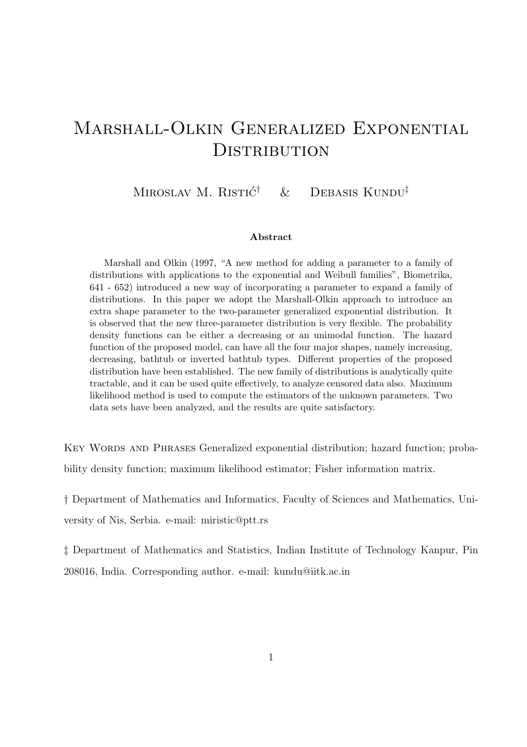# Marshall-Olkin Generalized Exponential Distribution

Miroslav M. Ristić† & Debasis Kundu‡

**Abstract**

Marshall and Olkin (1997, "A new method for adding a parameter to a family of distributions with applications to the exponential and Weibull families", Biometrika, 641 - 652) introduced a new way of incorporating a parameter to expand a family of distributions. In this paper we adopt the Marshall-Olkin approach to introduce an extra shape parameter to the two-parameter generalized exponential distribution. It is observed that the new three-parameter distribution is very flexible. The probability density functions can be either a decreasing or an unimodal function. The hazard function of the proposed model, can have all the four major shapes, namely increasing, decreasing, bathtub or inverted bathtub types. Different properties of the proposed distribution have been established. The new family of distributions is analytically quite tractable, and it can be used quite effectively, to analyze censored data also. Maximum likelihood method is used to compute the estimators of the unknown parameters. Two data sets have been analyzed, and the results are quite satisfactory.

Key Words and Phrases Generalized exponential distribution; hazard function; probability density function; maximum likelihood estimator; Fisher information matrix.

† Department of Mathematics and Informatics, Faculty of Sciences and Mathematics, University of Nis, Serbia. e-mail: miristic@ptt.rs

‡ Department of Mathematics and Statistics, Indian Institute of Technology Kanpur, Pin 208016, India. Corresponding author. e-mail: kundu@iitk.ac.in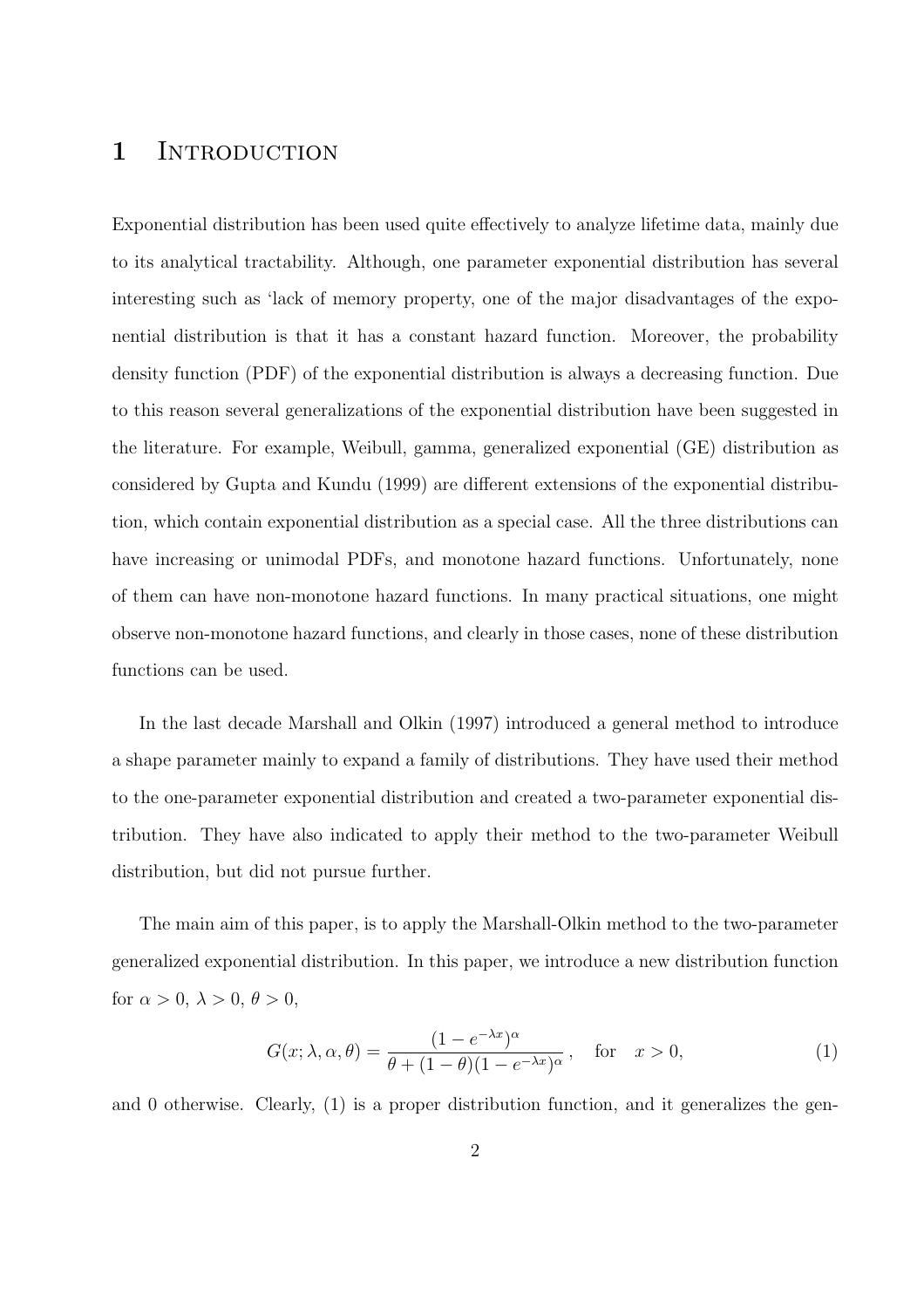# 1 Introduction

Exponential distribution has been used quite effectively to analyze lifetime data, mainly due to its analytical tractability. Although, one parameter exponential distribution has several interesting such as 'lack of memory property, one of the major disadvantages of the exponential distribution is that it has a constant hazard function. Moreover, the probability density function (PDF) of the exponential distribution is always a decreasing function. Due to this reason several generalizations of the exponential distribution have been suggested in the literature. For example, Weibull, gamma, generalized exponential (GE) distribution as considered by Gupta and Kundu (1999) are different extensions of the exponential distribution, which contain exponential distribution as a special case. All the three distributions can have increasing or unimodal PDFs, and monotone hazard functions. Unfortunately, none of them can have non-monotone hazard functions. In many practical situations, one might observe non-monotone hazard functions, and clearly in those cases, none of these distribution functions can be used.

In the last decade Marshall and Olkin (1997) introduced a general method to introduce a shape parameter mainly to expand a family of distributions. They have used their method to the one-parameter exponential distribution and created a two-parameter exponential distribution. They have also indicated to apply their method to the two-parameter Weibull distribution, but did not pursue further.

The main aim of this paper, is to apply the Marshall-Olkin method to the two-parameter generalized exponential distribution. In this paper, we introduce a new distribution function for $\alpha > 0$, $\lambda > 0$, $\theta > 0$,

$$G(x; \lambda, \alpha, \theta) = \frac{(1 - e^{-\lambda x})^{\alpha}}{\theta + (1 - \theta)(1 - e^{-\lambda x})^{\alpha}}, \quad \text{for} \quad x > 0, \tag{1}$$

and 0 otherwise. Clearly, (1) is a proper distribution function, and it generalizes the gen-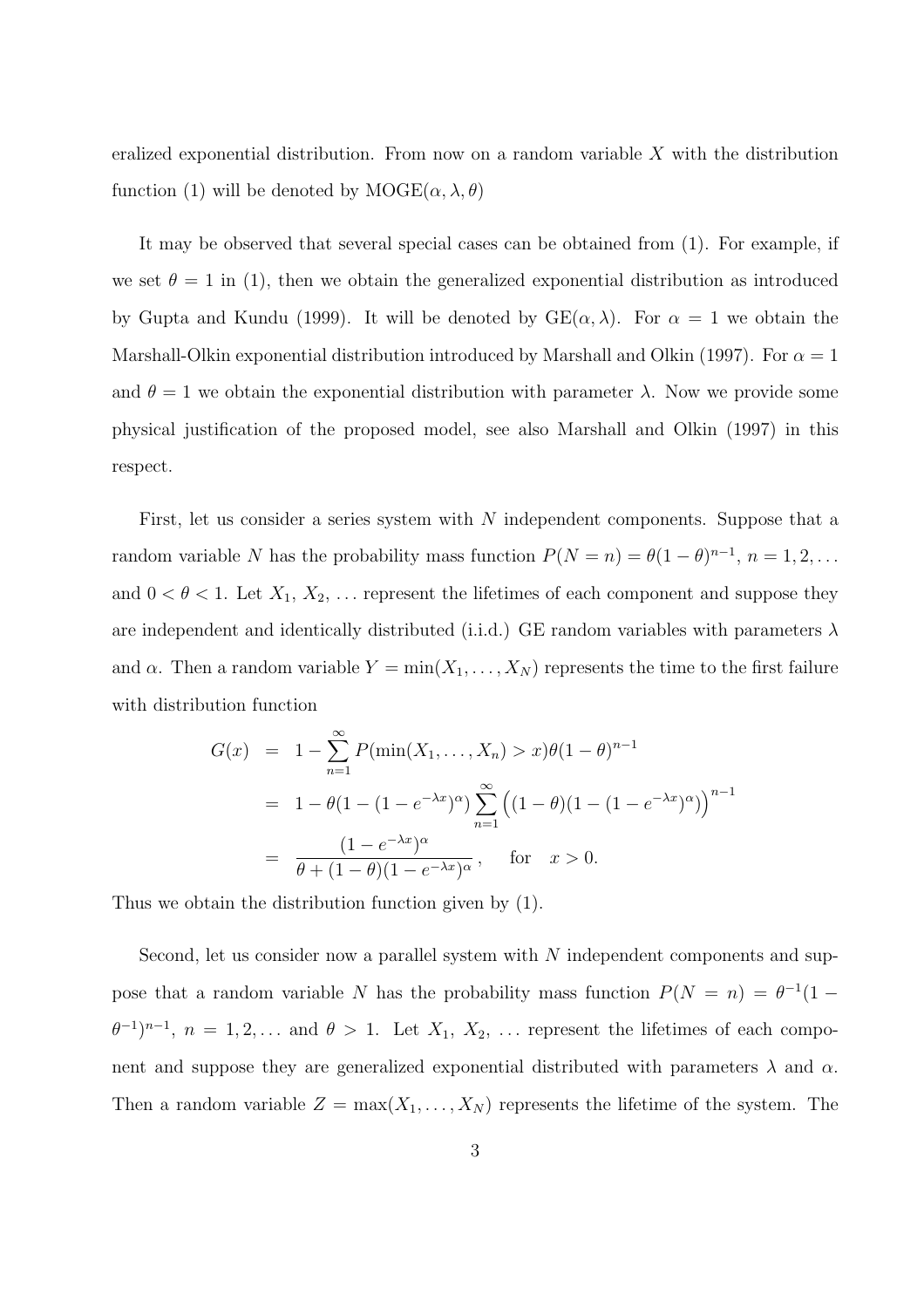eralized exponential distribution. From now on a random variable $X$ with the distribution function (1) will be denoted by $\text{MOGE}(\alpha, \lambda, \theta)$

It may be observed that several special cases can be obtained from (1). For example, if we set $\theta = 1$ in (1), then we obtain the generalized exponential distribution as introduced by Gupta and Kundu (1999). It will be denoted by $\text{GE}(\alpha, \lambda)$. For $\alpha = 1$ we obtain the Marshall-Olkin exponential distribution introduced by Marshall and Olkin (1997). For $\alpha = 1$ and $\theta = 1$ we obtain the exponential distribution with parameter $\lambda$. Now we provide some physical justification of the proposed model, see also Marshall and Olkin (1997) in this respect.

First, let us consider a series system with $N$ independent components. Suppose that a random variable $N$ has the probability mass function $P(N = n) = \theta(1 - \theta)^{n-1}$, $n = 1, 2, \ldots$ and $0 < \theta < 1$. Let $X_1$, $X_2$, $\ldots$ represent the lifetimes of each component and suppose they are independent and identically distributed (i.i.d.) GE random variables with parameters $\lambda$ and $\alpha$. Then a random variable $Y = \min(X_1, \ldots, X_N)$ represents the time to the first failure with distribution function

$$
\begin{aligned}
G(x) &= 1 - \sum_{n=1}^{\infty} P(\min(X_1, \ldots, X_n) > x)\theta(1 - \theta)^{n-1} \\
&= 1 - \theta(1 - (1 - e^{-\lambda x})^{\alpha}) \sum_{n=1}^{\infty} \Big((1 - \theta)(1 - (1 - e^{-\lambda x})^{\alpha})\Big)^{n-1} \\
&= \frac{(1 - e^{-\lambda x})^{\alpha}}{\theta + (1 - \theta)(1 - e^{-\lambda x})^{\alpha}}, \quad \text{for} \quad x > 0.
\end{aligned}
$$

Thus we obtain the distribution function given by (1).

Second, let us consider now a parallel system with $N$ independent components and suppose that a random variable $N$ has the probability mass function $P(N = n) = \theta^{-1}(1 - \theta^{-1})^{n-1}$, $n = 1, 2, \ldots$ and $\theta > 1$. Let $X_1$, $X_2$, $\ldots$ represent the lifetimes of each component and suppose they are generalized exponential distributed with parameters $\lambda$ and $\alpha$. Then a random variable $Z = \max(X_1, \ldots, X_N)$ represents the lifetime of the system. The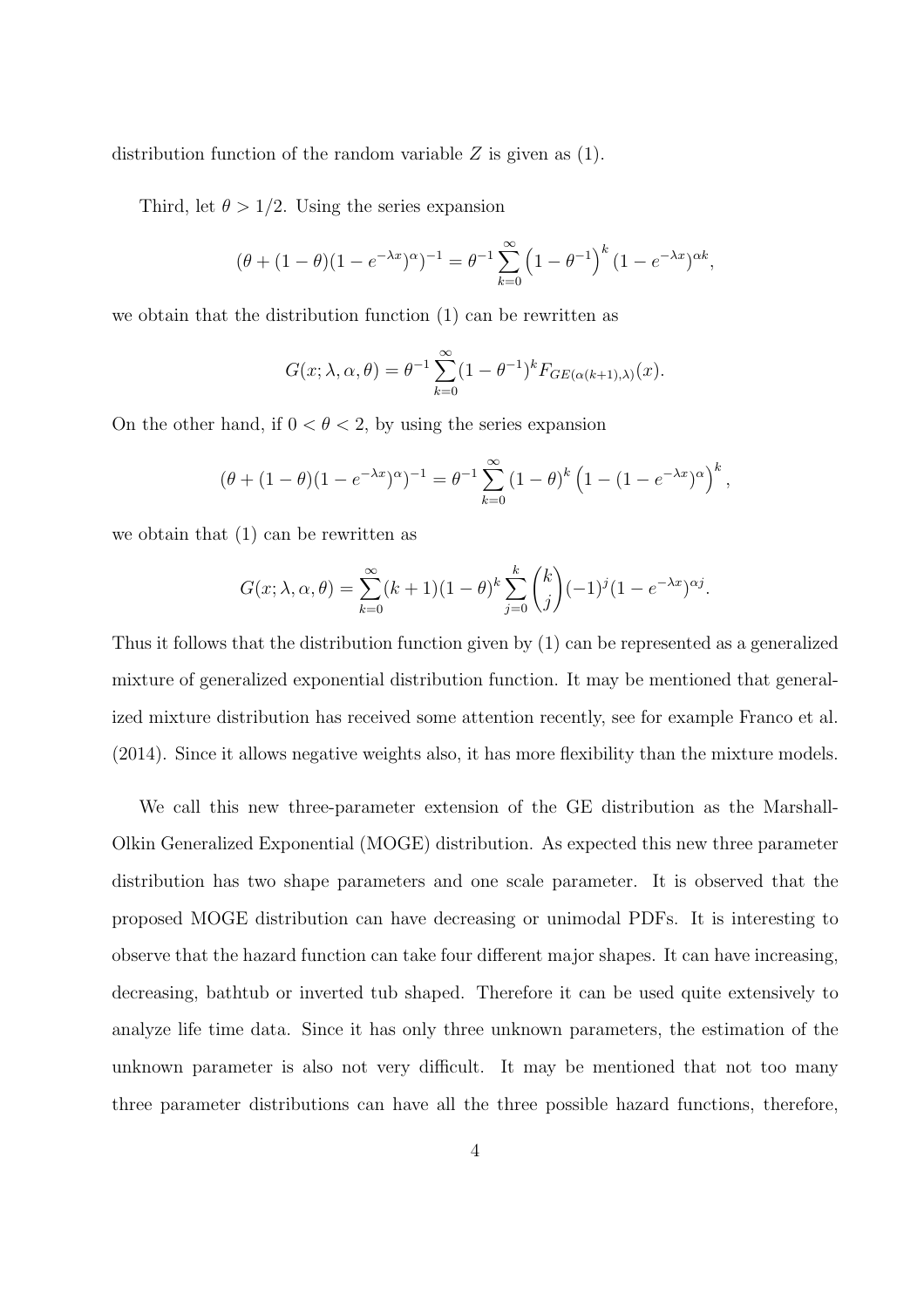distribution function of the random variable $Z$ is given as (1).

Third, let $\theta > 1/2$. Using the series expansion

$$(\theta + (1-\theta)(1-e^{-\lambda x})^{\alpha})^{-1} = \theta^{-1} \sum_{k=0}^{\infty} \left(1-\theta^{-1}\right)^k (1-e^{-\lambda x})^{\alpha k},$$

we obtain that the distribution function (1) can be rewritten as

$$G(x;\lambda,\alpha,\theta) = \theta^{-1} \sum_{k=0}^{\infty} (1-\theta^{-1})^k F_{GE(\alpha(k+1),\lambda)}(x).$$

On the other hand, if $0 < \theta < 2$, by using the series expansion

$$(\theta + (1-\theta)(1-e^{-\lambda x})^{\alpha})^{-1} = \theta^{-1} \sum_{k=0}^{\infty} (1-\theta)^k \left(1-(1-e^{-\lambda x})^{\alpha}\right)^k,$$

we obtain that (1) can be rewritten as

$$G(x;\lambda,\alpha,\theta) = \sum_{k=0}^{\infty} (k+1)(1-\theta)^k \sum_{j=0}^{k} \binom{k}{j} (-1)^j (1-e^{-\lambda x})^{\alpha j}.$$

Thus it follows that the distribution function given by (1) can be represented as a generalized mixture of generalized exponential distribution function. It may be mentioned that generalized mixture distribution has received some attention recently, see for example Franco et al. (2014). Since it allows negative weights also, it has more flexibility than the mixture models.

We call this new three-parameter extension of the GE distribution as the Marshall-Olkin Generalized Exponential (MOGE) distribution. As expected this new three parameter distribution has two shape parameters and one scale parameter. It is observed that the proposed MOGE distribution can have decreasing or unimodal PDFs. It is interesting to observe that the hazard function can take four different major shapes. It can have increasing, decreasing, bathtub or inverted tub shaped. Therefore it can be used quite extensively to analyze life time data. Since it has only three unknown parameters, the estimation of the unknown parameter is also not very difficult. It may be mentioned that not too many three parameter distributions can have all the three possible hazard functions, therefore,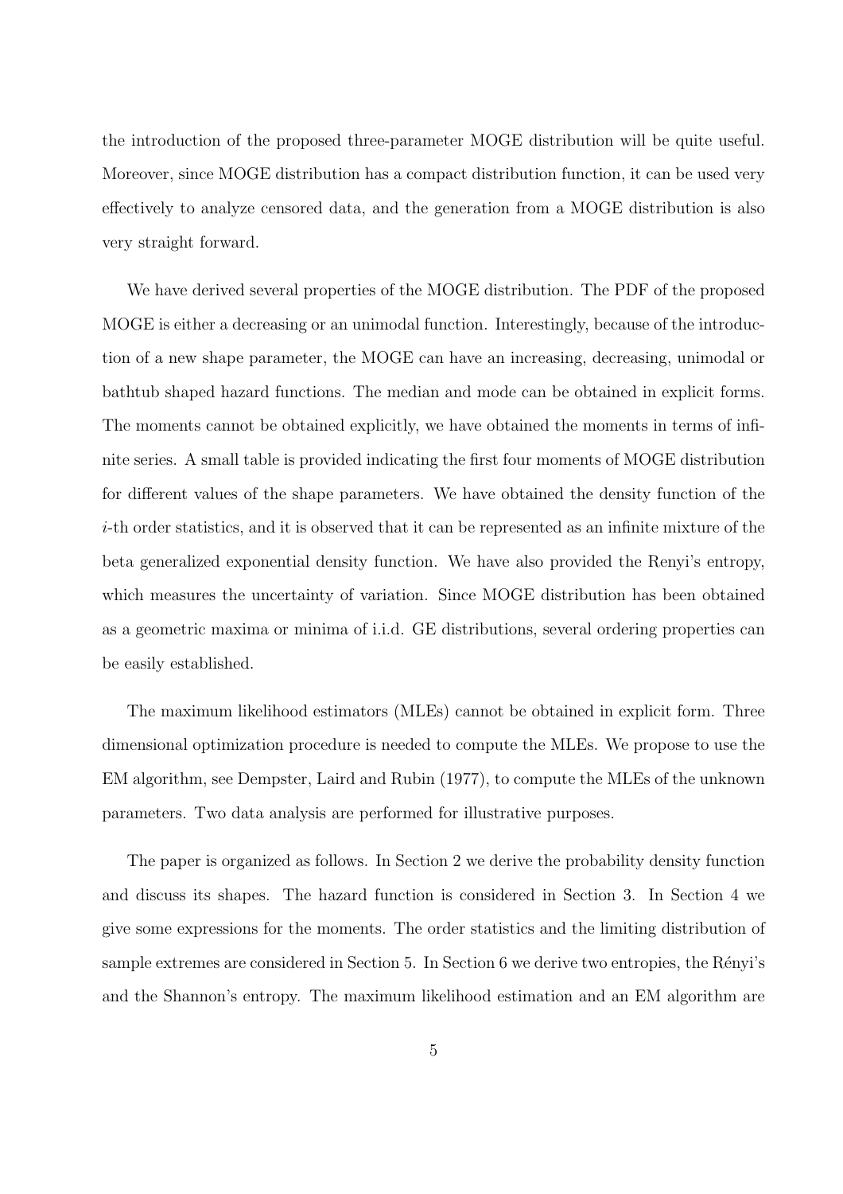the introduction of the proposed three-parameter MOGE distribution will be quite useful. Moreover, since MOGE distribution has a compact distribution function, it can be used very effectively to analyze censored data, and the generation from a MOGE distribution is also very straight forward.

We have derived several properties of the MOGE distribution. The PDF of the proposed MOGE is either a decreasing or an unimodal function. Interestingly, because of the introduction of a new shape parameter, the MOGE can have an increasing, decreasing, unimodal or bathtub shaped hazard functions. The median and mode can be obtained in explicit forms. The moments cannot be obtained explicitly, we have obtained the moments in terms of infinite series. A small table is provided indicating the first four moments of MOGE distribution for different values of the shape parameters. We have obtained the density function of the $i$-th order statistics, and it is observed that it can be represented as an infinite mixture of the beta generalized exponential density function. We have also provided the Renyi's entropy, which measures the uncertainty of variation. Since MOGE distribution has been obtained as a geometric maxima or minima of i.i.d. GE distributions, several ordering properties can be easily established.

The maximum likelihood estimators (MLEs) cannot be obtained in explicit form. Three dimensional optimization procedure is needed to compute the MLEs. We propose to use the EM algorithm, see Dempster, Laird and Rubin (1977), to compute the MLEs of the unknown parameters. Two data analysis are performed for illustrative purposes.

The paper is organized as follows. In Section 2 we derive the probability density function and discuss its shapes. The hazard function is considered in Section 3. In Section 4 we give some expressions for the moments. The order statistics and the limiting distribution of sample extremes are considered in Section 5. In Section 6 we derive two entropies, the Rényi's and the Shannon's entropy. The maximum likelihood estimation and an EM algorithm are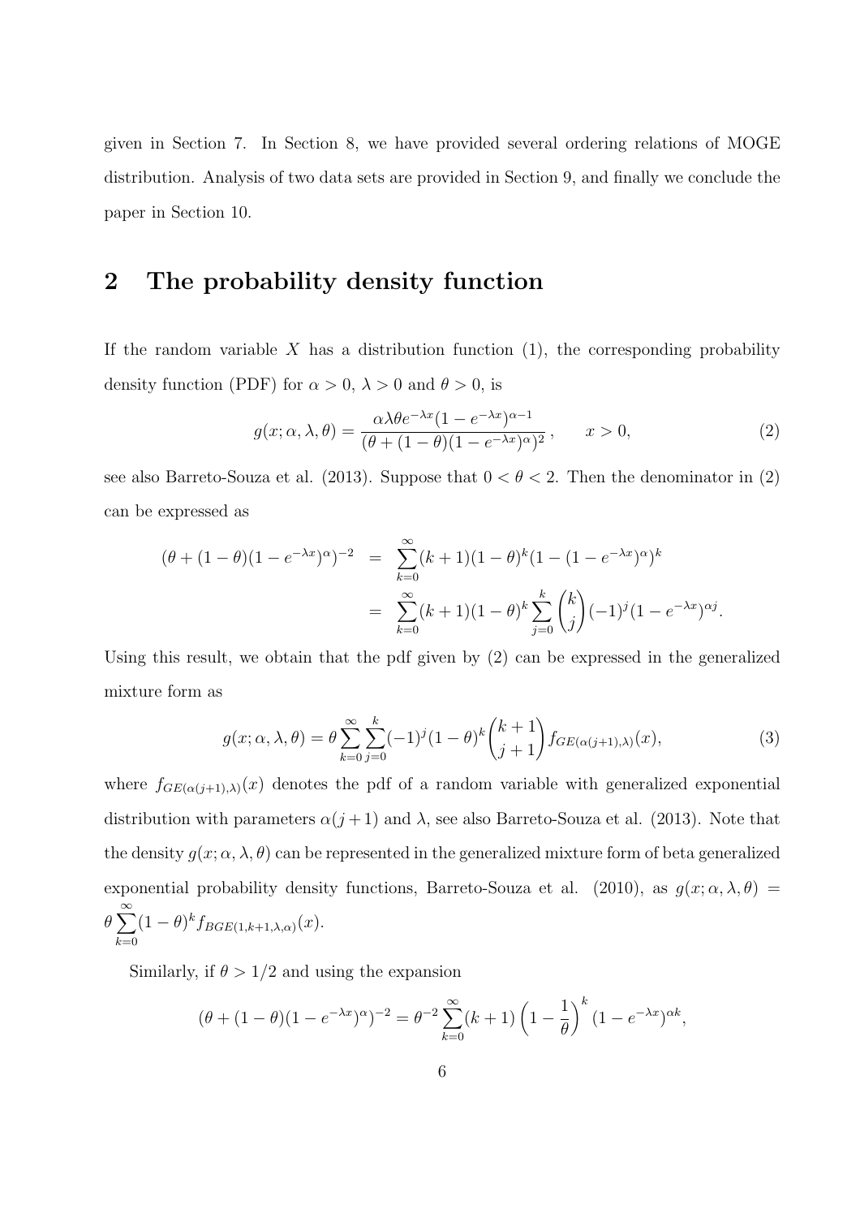given in Section 7. In Section 8, we have provided several ordering relations of MOGE distribution. Analysis of two data sets are provided in Section 9, and finally we conclude the paper in Section 10.

## 2 The probability density function

If the random variable $X$ has a distribution function (1), the corresponding probability density function (PDF) for $\alpha > 0$, $\lambda > 0$ and $\theta > 0$, is

$$g(x;\alpha,\lambda,\theta) = \frac{\alpha\lambda\theta e^{-\lambda x}(1-e^{-\lambda x})^{\alpha-1}}{(\theta+(1-\theta)(1-e^{-\lambda x})^{\alpha})^2}, \qquad x > 0, \tag{2}$$

see also Barreto-Souza et al. (2013). Suppose that $0 < \theta < 2$. Then the denominator in (2) can be expressed as

$$\begin{aligned}
(\theta+(1-\theta)(1-e^{-\lambda x})^{\alpha})^{-2} &= \sum_{k=0}^{\infty}(k+1)(1-\theta)^k(1-(1-e^{-\lambda x})^{\alpha})^k \\
&= \sum_{k=0}^{\infty}(k+1)(1-\theta)^k\sum_{j=0}^{k}\binom{k}{j}(-1)^j(1-e^{-\lambda x})^{\alpha j}.
\end{aligned}$$

Using this result, we obtain that the pdf given by (2) can be expressed in the generalized mixture form as

$$g(x;\alpha,\lambda,\theta) = \theta\sum_{k=0}^{\infty}\sum_{j=0}^{k}(-1)^j(1-\theta)^k\binom{k+1}{j+1}f_{GE(\alpha(j+1),\lambda)}(x), \tag{3}$$

where $f_{GE(\alpha(j+1),\lambda)}(x)$ denotes the pdf of a random variable with generalized exponential distribution with parameters $\alpha(j+1)$ and $\lambda$, see also Barreto-Souza et al. (2013). Note that the density $g(x;\alpha,\lambda,\theta)$ can be represented in the generalized mixture form of beta generalized exponential probability density functions, Barreto-Souza et al. (2010), as $g(x;\alpha,\lambda,\theta) = \theta\sum_{k=0}^{\infty}(1-\theta)^k f_{BGE(1,k+1,\lambda,\alpha)}(x)$.

Similarly, if $\theta > 1/2$ and using the expansion

$$(\theta+(1-\theta)(1-e^{-\lambda x})^{\alpha})^{-2} = \theta^{-2}\sum_{k=0}^{\infty}(k+1)\left(1-\frac{1}{\theta}\right)^k(1-e^{-\lambda x})^{\alpha k},$$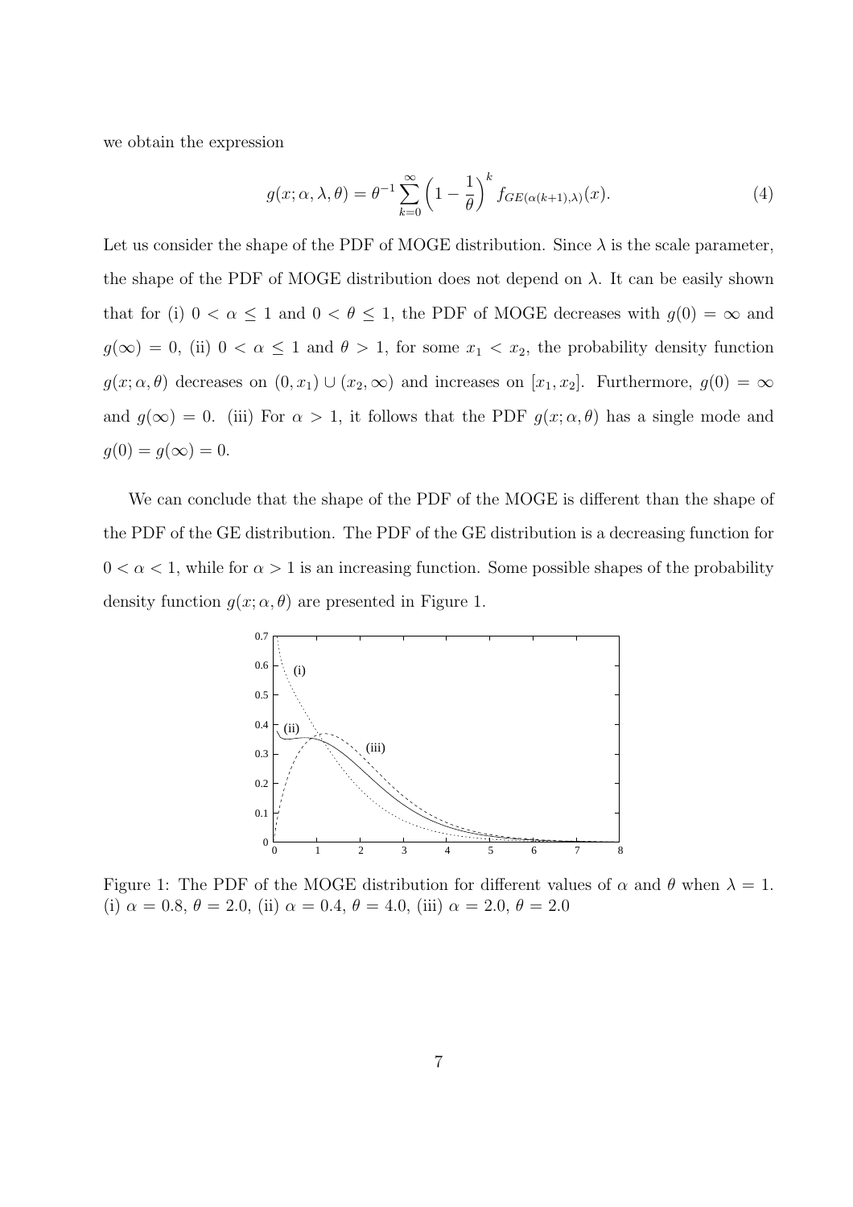we obtain the expression

$$g(x;\alpha,\lambda,\theta) = \theta^{-1}\sum_{k=0}^{\infty}\left(1-\frac{1}{\theta}\right)^{k} f_{GE(\alpha(k+1),\lambda)}(x). \tag{4}$$

Let us consider the shape of the PDF of MOGE distribution. Since $\lambda$ is the scale parameter, the shape of the PDF of MOGE distribution does not depend on $\lambda$. It can be easily shown that for (i) $0 < \alpha \leq 1$ and $0 < \theta \leq 1$, the PDF of MOGE decreases with $g(0) = \infty$ and $g(\infty) = 0$, (ii) $0 < \alpha \leq 1$ and $\theta > 1$, for some $x_1 < x_2$, the probability density function $g(x;\alpha,\theta)$ decreases on $(0, x_1) \cup (x_2, \infty)$ and increases on $[x_1, x_2]$. Furthermore, $g(0) = \infty$ and $g(\infty) = 0$. (iii) For $\alpha > 1$, it follows that the PDF $g(x;\alpha,\theta)$ has a single mode and $g(0) = g(\infty) = 0$.

We can conclude that the shape of the PDF of the MOGE is different than the shape of the PDF of the GE distribution. The PDF of the GE distribution is a decreasing function for $0 < \alpha < 1$, while for $\alpha > 1$ is an increasing function. Some possible shapes of the probability density function $g(x;\alpha,\theta)$ are presented in Figure 1.

Figure 1: The PDF of the MOGE distribution for different values of $\alpha$ and $\theta$ when $\lambda = 1$. (i) $\alpha = 0.8$, $\theta = 2.0$, (ii) $\alpha = 0.4$, $\theta = 4.0$, (iii) $\alpha = 2.0$, $\theta = 2.0$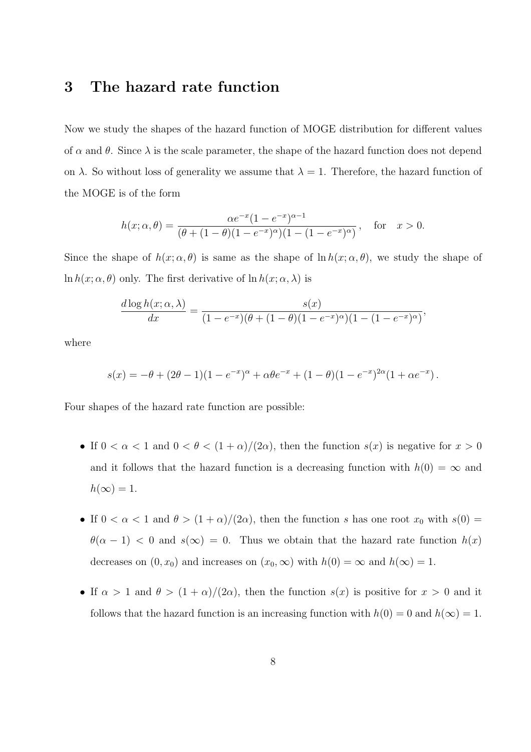## 3 The hazard rate function

Now we study the shapes of the hazard function of MOGE distribution for different values of $\alpha$ and $\theta$. Since $\lambda$ is the scale parameter, the shape of the hazard function does not depend on $\lambda$. So without loss of generality we assume that $\lambda = 1$. Therefore, the hazard function of the MOGE is of the form

$$h(x; \alpha, \theta) = \frac{\alpha e^{-x}(1 - e^{-x})^{\alpha - 1}}{(\theta + (1 - \theta)(1 - e^{-x})^{\alpha})(1 - (1 - e^{-x})^{\alpha})}, \quad \text{for} \quad x > 0.$$

Since the shape of $h(x; \alpha, \theta)$ is same as the shape of $\ln h(x; \alpha, \theta)$, we study the shape of $\ln h(x; \alpha, \theta)$ only. The first derivative of $\ln h(x; \alpha, \lambda)$ is

$$\frac{d \log h(x; \alpha, \lambda)}{dx} = \frac{s(x)}{(1 - e^{-x})(\theta + (1 - \theta)(1 - e^{-x})^{\alpha})(1 - (1 - e^{-x})^{\alpha})},$$

where

$$s(x) = -\theta + (2\theta - 1)(1 - e^{-x})^{\alpha} + \alpha\theta e^{-x} + (1 - \theta)(1 - e^{-x})^{2\alpha}(1 + \alpha e^{-x}).$$

Four shapes of the hazard rate function are possible:

- If $0 < \alpha < 1$ and $0 < \theta < (1 + \alpha)/(2\alpha)$, then the function $s(x)$ is negative for $x > 0$ and it follows that the hazard function is a decreasing function with $h(0) = \infty$ and $h(\infty) = 1$.

- If $0 < \alpha < 1$ and $\theta > (1 + \alpha)/(2\alpha)$, then the function $s$ has one root $x_0$ with $s(0) = \theta(\alpha - 1) < 0$ and $s(\infty) = 0$. Thus we obtain that the hazard rate function $h(x)$ decreases on $(0, x_0)$ and increases on $(x_0, \infty)$ with $h(0) = \infty$ and $h(\infty) = 1$.

- If $\alpha > 1$ and $\theta > (1 + \alpha)/(2\alpha)$, then the function $s(x)$ is positive for $x > 0$ and it follows that the hazard function is an increasing function with $h(0) = 0$ and $h(\infty) = 1$.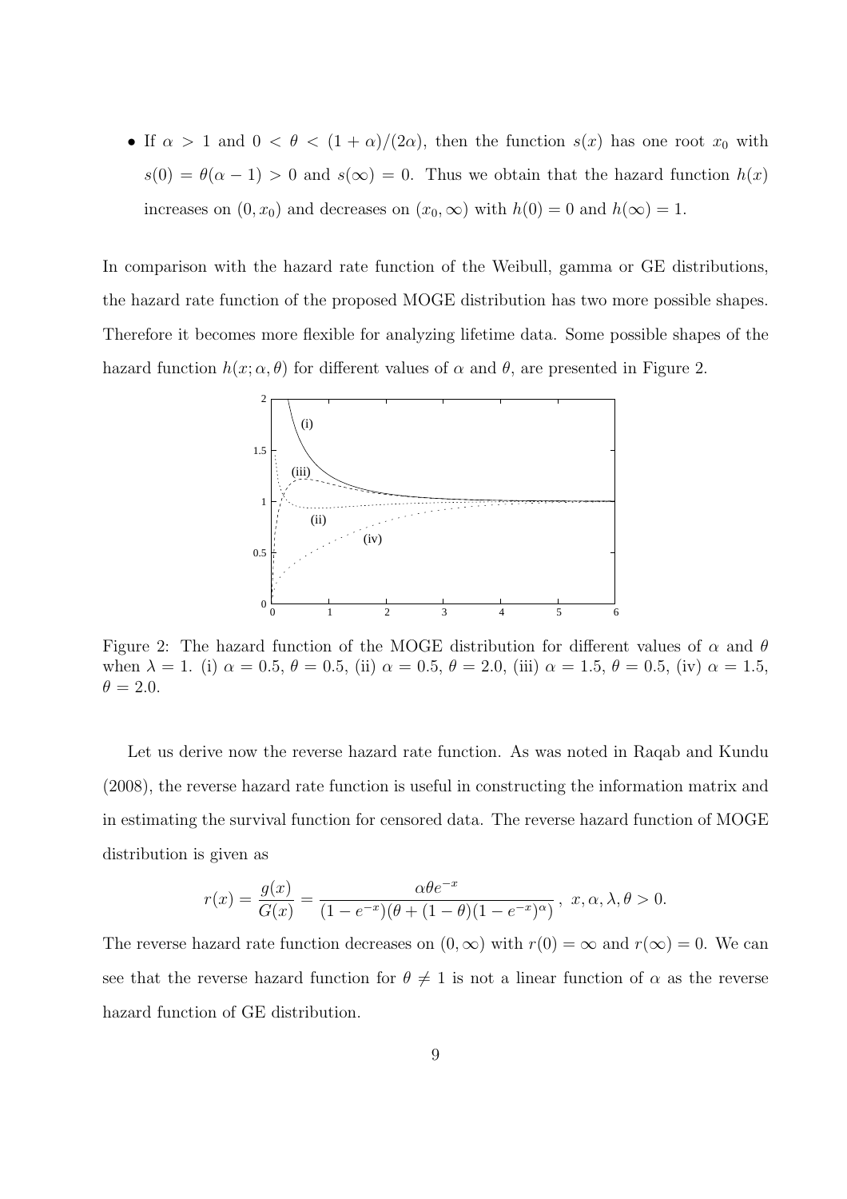- If $\alpha > 1$ and $0 < \theta < (1+\alpha)/(2\alpha)$, then the function $s(x)$ has one root $x_0$ with $s(0) = \theta(\alpha - 1) > 0$ and $s(\infty) = 0$. Thus we obtain that the hazard function $h(x)$ increases on $(0, x_0)$ and decreases on $(x_0, \infty)$ with $h(0) = 0$ and $h(\infty) = 1$.

In comparison with the hazard rate function of the Weibull, gamma or GE distributions, the hazard rate function of the proposed MOGE distribution has two more possible shapes. Therefore it becomes more flexible for analyzing lifetime data. Some possible shapes of the hazard function $h(x; \alpha, \theta)$ for different values of $\alpha$ and $\theta$, are presented in Figure 2.

Figure 2: The hazard function of the MOGE distribution for different values of $\alpha$ and $\theta$ when $\lambda = 1$. (i) $\alpha = 0.5$, $\theta = 0.5$, (ii) $\alpha = 0.5$, $\theta = 2.0$, (iii) $\alpha = 1.5$, $\theta = 0.5$, (iv) $\alpha = 1.5$, $\theta = 2.0$.

Let us derive now the reverse hazard rate function. As was noted in Raqab and Kundu (2008), the reverse hazard rate function is useful in constructing the information matrix and in estimating the survival function for censored data. The reverse hazard function of MOGE distribution is given as

$$r(x) = \frac{g(x)}{G(x)} = \frac{\alpha\theta e^{-x}}{(1 - e^{-x})(\theta + (1-\theta)(1 - e^{-x})^{\alpha})}\ ,\ x, \alpha, \lambda, \theta > 0.$$

The reverse hazard rate function decreases on $(0, \infty)$ with $r(0) = \infty$ and $r(\infty) = 0$. We can see that the reverse hazard function for $\theta \neq 1$ is not a linear function of $\alpha$ as the reverse hazard function of GE distribution.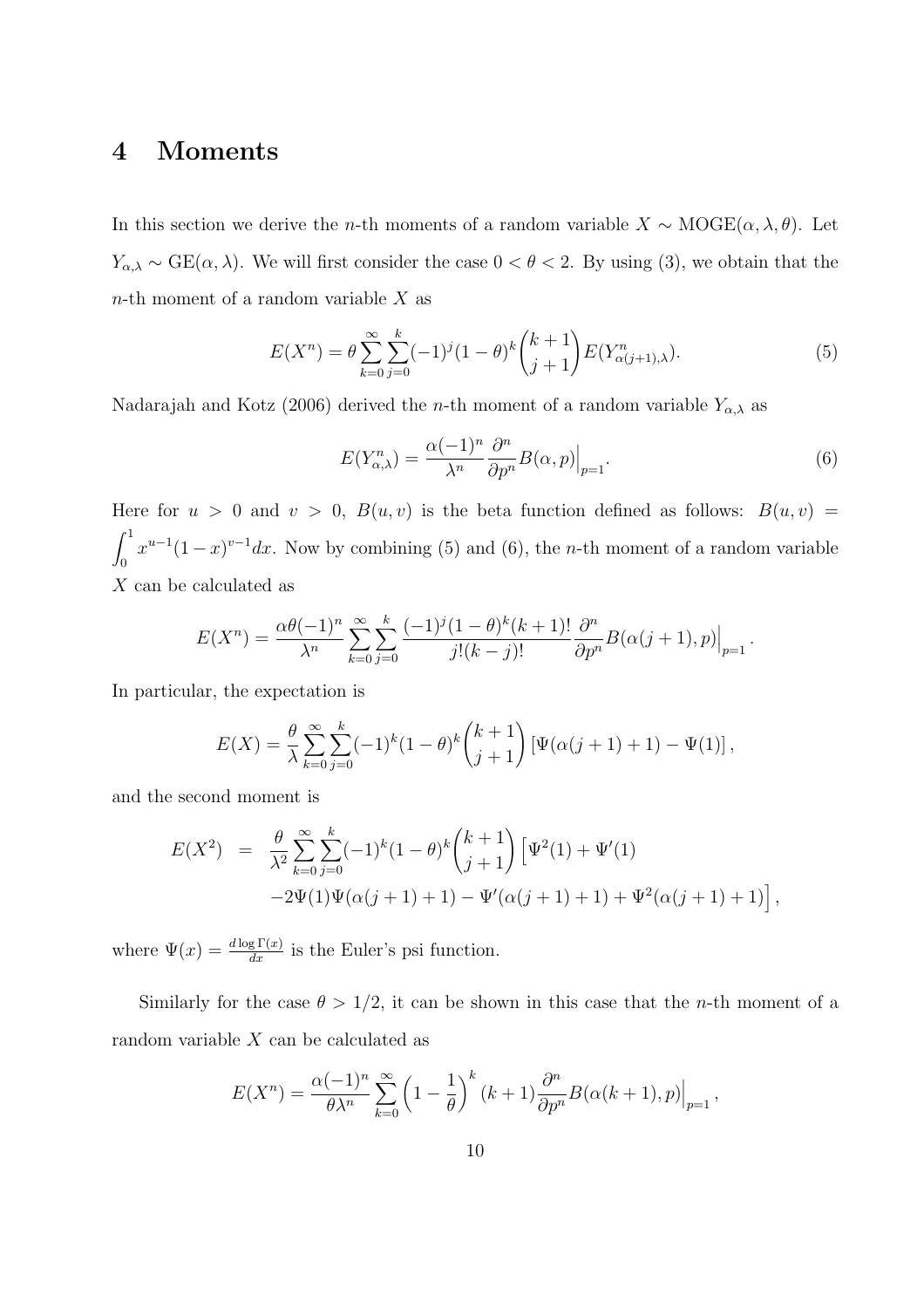## 4 Moments

In this section we derive the $n$-th moments of a random variable $X \sim \text{MOGE}(\alpha, \lambda, \theta)$. Let $Y_{\alpha,\lambda} \sim \text{GE}(\alpha, \lambda)$. We will first consider the case $0 < \theta < 2$. By using (3), we obtain that the $n$-th moment of a random variable $X$ as

$$E(X^n) = \theta \sum_{k=0}^{\infty} \sum_{j=0}^{k} (-1)^j (1-\theta)^k \binom{k+1}{j+1} E(Y^n_{\alpha(j+1),\lambda}). \tag{5}$$

Nadarajah and Kotz (2006) derived the $n$-th moment of a random variable $Y_{\alpha,\lambda}$ as

$$E(Y^n_{\alpha,\lambda}) = \frac{\alpha(-1)^n}{\lambda^n} \frac{\partial^n}{\partial p^n} B(\alpha, p)\Big|_{p=1}. \tag{6}$$

Here for $u > 0$ and $v > 0$, $B(u, v)$ is the beta function defined as follows: $B(u, v) = \int_0^1 x^{u-1}(1-x)^{v-1} dx$. Now by combining (5) and (6), the $n$-th moment of a random variable $X$ can be calculated as

$$E(X^n) = \frac{\alpha\theta(-1)^n}{\lambda^n} \sum_{k=0}^{\infty} \sum_{j=0}^{k} \frac{(-1)^j (1-\theta)^k (k+1)!}{j!(k-j)!} \frac{\partial^n}{\partial p^n} B(\alpha(j+1), p)\Big|_{p=1}.$$

In particular, the expectation is

$$E(X) = \frac{\theta}{\lambda} \sum_{k=0}^{\infty} \sum_{j=0}^{k} (-1)^k (1-\theta)^k \binom{k+1}{j+1} \left[\Psi(\alpha(j+1)+1) - \Psi(1)\right],$$

and the second moment is

$$\begin{aligned} E(X^2) &= \frac{\theta}{\lambda^2} \sum_{k=0}^{\infty} \sum_{j=0}^{k} (-1)^k (1-\theta)^k \binom{k+1}{j+1} \Big[\Psi^2(1) + \Psi'(1) \\ &\quad -2\Psi(1)\Psi(\alpha(j+1)+1) - \Psi'(\alpha(j+1)+1) + \Psi^2(\alpha(j+1)+1)\Big], \end{aligned}$$

where $\Psi(x) = \frac{d \log \Gamma(x)}{dx}$ is the Euler's psi function.

Similarly for the case $\theta > 1/2$, it can be shown in this case that the $n$-th moment of a random variable $X$ can be calculated as

$$E(X^n) = \frac{\alpha(-1)^n}{\theta\lambda^n} \sum_{k=0}^{\infty} \left(1 - \frac{1}{\theta}\right)^k (k+1) \frac{\partial^n}{\partial p^n} B(\alpha(k+1), p)\Big|_{p=1},$$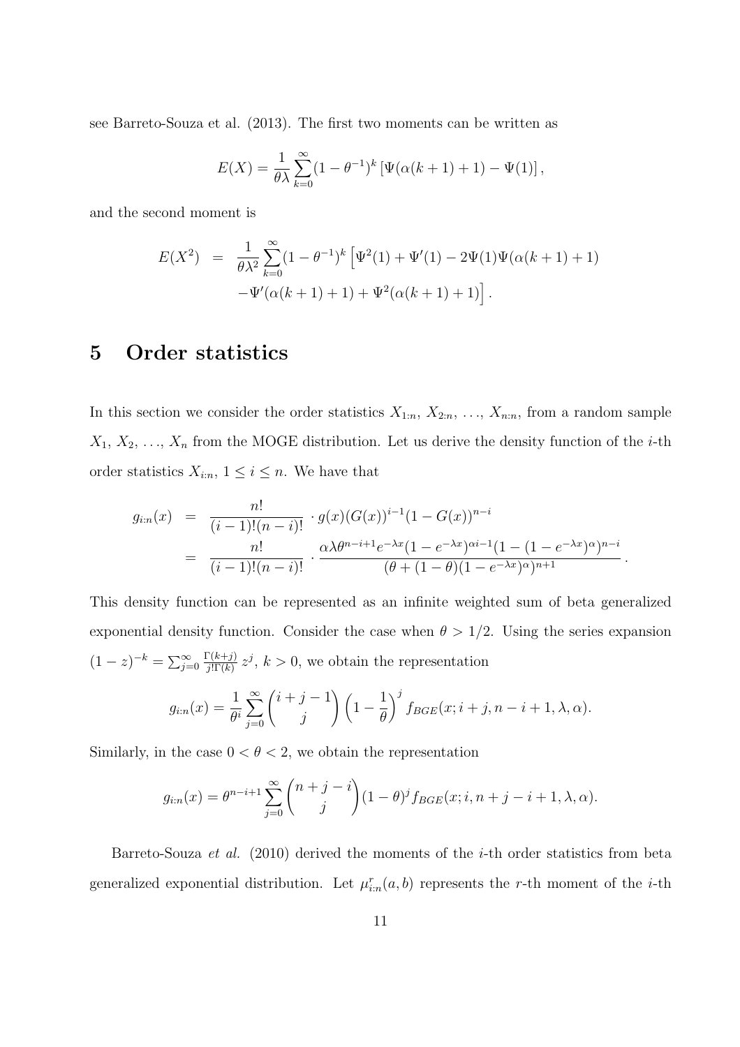see Barreto-Souza et al. (2013). The first two moments can be written as

$$E(X) = \frac{1}{\theta\lambda}\sum_{k=0}^{\infty}(1-\theta^{-1})^k\left[\Psi(\alpha(k+1)+1)-\Psi(1)\right],$$

and the second moment is

$$\begin{aligned}E(X^2) &= \frac{1}{\theta\lambda^2}\sum_{k=0}^{\infty}(1-\theta^{-1})^k\Big[\Psi^2(1)+\Psi'(1)-2\Psi(1)\Psi(\alpha(k+1)+1) \\ &\quad -\Psi'(\alpha(k+1)+1)+\Psi^2(\alpha(k+1)+1)\Big].\end{aligned}$$

# 5 Order statistics

In this section we consider the order statistics $X_{1:n}$, $X_{2:n}$, $\ldots$, $X_{n:n}$, from a random sample $X_1$, $X_2$, $\ldots$, $X_n$ from the MOGE distribution. Let us derive the density function of the $i$-th order statistics $X_{i:n}$, $1 \le i \le n$. We have that

$$\begin{aligned}g_{i:n}(x) &= \frac{n!}{(i-1)!(n-i)!}\cdot g(x)(G(x))^{i-1}(1-G(x))^{n-i} \\ &= \frac{n!}{(i-1)!(n-i)!}\cdot\frac{\alpha\lambda\theta^{n-i+1}e^{-\lambda x}(1-e^{-\lambda x})^{\alpha i-1}(1-(1-e^{-\lambda x})^{\alpha})^{n-i}}{(\theta+(1-\theta)(1-e^{-\lambda x})^{\alpha})^{n+1}}.\end{aligned}$$

This density function can be represented as an infinite weighted sum of beta generalized exponential density function. Consider the case when $\theta > 1/2$. Using the series expansion $(1-z)^{-k} = \sum_{j=0}^{\infty}\frac{\Gamma(k+j)}{j!\Gamma(k)}z^j$, $k>0$, we obtain the representation

$$g_{i:n}(x) = \frac{1}{\theta^i}\sum_{j=0}^{\infty}\binom{i+j-1}{j}\left(1-\frac{1}{\theta}\right)^j f_{BGE}(x;i+j,n-i+1,\lambda,\alpha).$$

Similarly, in the case $0<\theta<2$, we obtain the representation

$$g_{i:n}(x) = \theta^{n-i+1}\sum_{j=0}^{\infty}\binom{n+j-i}{j}(1-\theta)^j f_{BGE}(x;i,n+j-i+1,\lambda,\alpha).$$

Barreto-Souza *et al.* (2010) derived the moments of the $i$-th order statistics from beta generalized exponential distribution. Let $\mu_{i:n}^r(a,b)$ represents the $r$-th moment of the $i$-th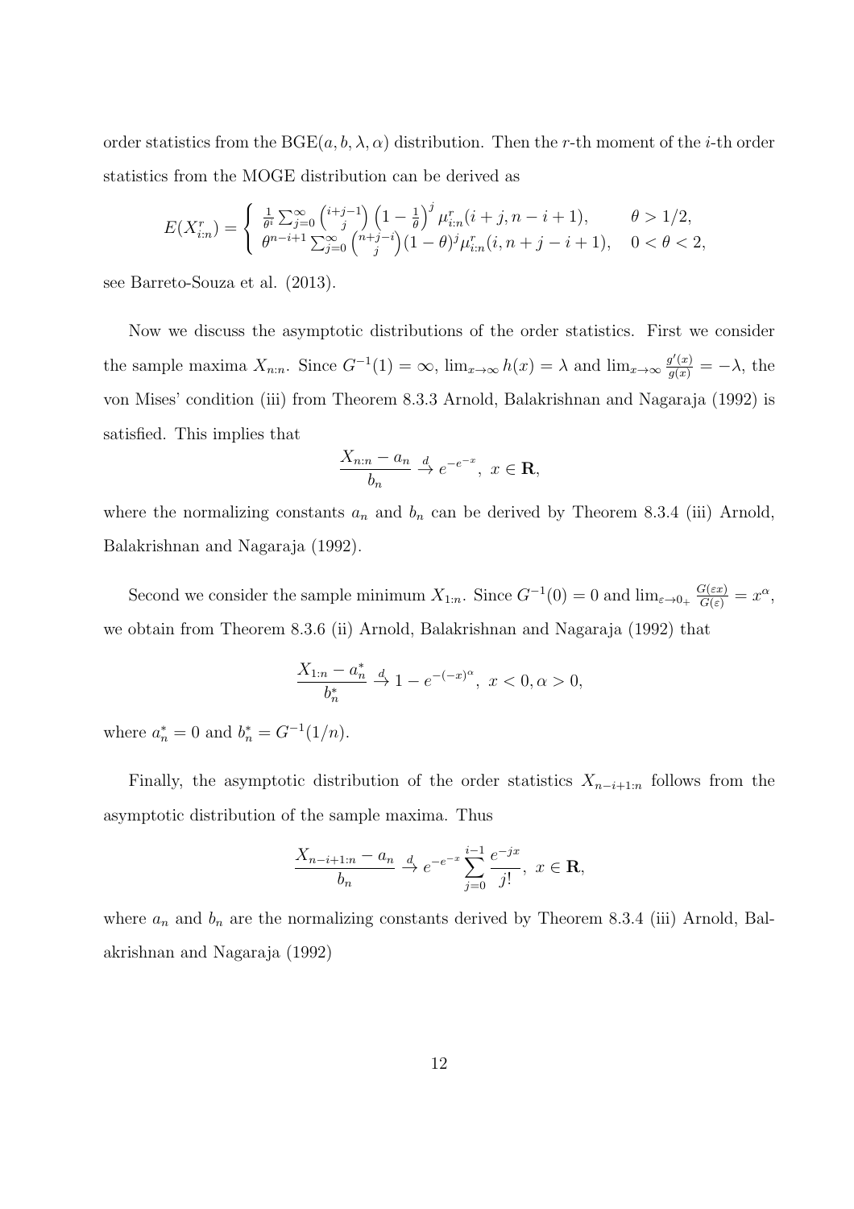order statistics from the $\text{BGE}(a, b, \lambda, \alpha)$ distribution. Then the $r$-th moment of the $i$-th order statistics from the MOGE distribution can be derived as

$$E(X_{i:n}^r) = \begin{cases} \frac{1}{\theta^i} \sum_{j=0}^{\infty} \binom{i+j-1}{j} \left(1 - \frac{1}{\theta}\right)^j \mu_{i:n}^r(i+j, n-i+1), & \theta > 1/2, \\ \theta^{n-i+1} \sum_{j=0}^{\infty} \binom{n+j-i}{j} (1-\theta)^j \mu_{i:n}^r(i, n+j-i+1), & 0 < \theta < 2, \end{cases}$$

see Barreto-Souza et al. (2013).

Now we discuss the asymptotic distributions of the order statistics. First we consider the sample maxima $X_{n:n}$. Since $G^{-1}(1) = \infty$, $\lim_{x\to\infty} h(x) = \lambda$ and $\lim_{x\to\infty} \frac{g'(x)}{g(x)} = -\lambda$, the von Mises' condition (iii) from Theorem 8.3.3 Arnold, Balakrishnan and Nagaraja (1992) is satisfied. This implies that

$$\frac{X_{n:n} - a_n}{b_n} \xrightarrow{d} e^{-e^{-x}}, \ x \in \mathbf{R},$$

where the normalizing constants $a_n$ and $b_n$ can be derived by Theorem 8.3.4 (iii) Arnold, Balakrishnan and Nagaraja (1992).

Second we consider the sample minimum $X_{1:n}$. Since $G^{-1}(0) = 0$ and $\lim_{\varepsilon\to 0_+} \frac{G(\varepsilon x)}{G(\varepsilon)} = x^\alpha$, we obtain from Theorem 8.3.6 (ii) Arnold, Balakrishnan and Nagaraja (1992) that

$$\frac{X_{1:n} - a_n^*}{b_n^*} \xrightarrow{d} 1 - e^{-(-x)^\alpha}, \ x < 0, \alpha > 0,$$

where $a_n^* = 0$ and $b_n^* = G^{-1}(1/n)$.

Finally, the asymptotic distribution of the order statistics $X_{n-i+1:n}$ follows from the asymptotic distribution of the sample maxima. Thus

$$\frac{X_{n-i+1:n} - a_n}{b_n} \xrightarrow{d} e^{-e^{-x}} \sum_{j=0}^{i-1} \frac{e^{-jx}}{j!}, \ x \in \mathbf{R},$$

where $a_n$ and $b_n$ are the normalizing constants derived by Theorem 8.3.4 (iii) Arnold, Balakrishnan and Nagaraja (1992)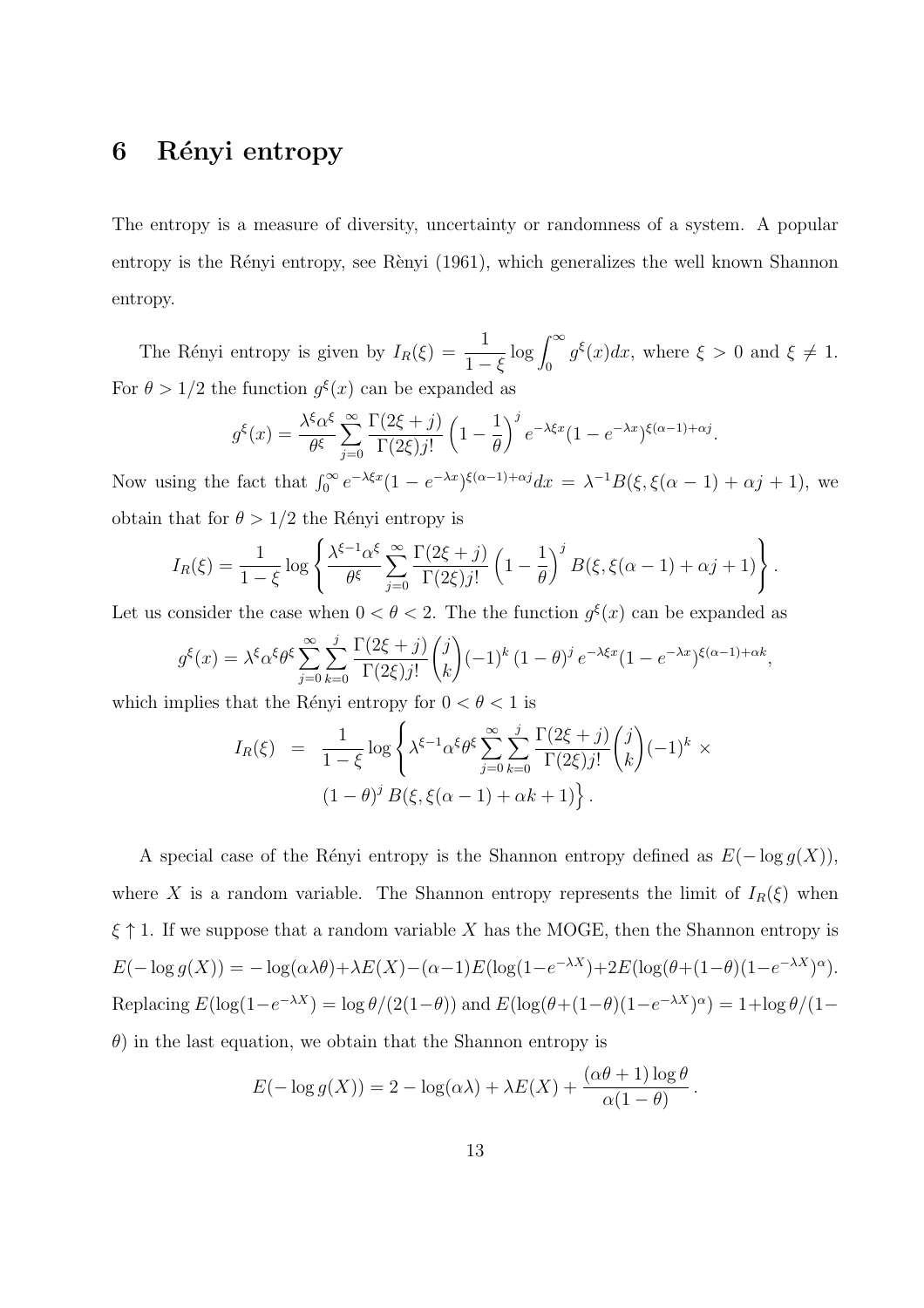# 6 Rényi entropy

The entropy is a measure of diversity, uncertainty or randomness of a system. A popular entropy is the Rényi entropy, see Rènyi (1961), which generalizes the well known Shannon entropy.

The Rényi entropy is given by $I_R(\xi) = \dfrac{1}{1-\xi}\log\displaystyle\int_0^\infty g^\xi(x)dx$, where $\xi > 0$ and $\xi \neq 1$. For $\theta > 1/2$ the function $g^\xi(x)$ can be expanded as

$$g^\xi(x) = \frac{\lambda^\xi \alpha^\xi}{\theta^\xi}\sum_{j=0}^{\infty}\frac{\Gamma(2\xi+j)}{\Gamma(2\xi)j!}\left(1-\frac{1}{\theta}\right)^j e^{-\lambda\xi x}(1-e^{-\lambda x})^{\xi(\alpha-1)+\alpha j}.$$

Now using the fact that $\int_0^\infty e^{-\lambda\xi x}(1-e^{-\lambda x})^{\xi(\alpha-1)+\alpha j}dx = \lambda^{-1}B(\xi,\xi(\alpha-1)+\alpha j+1)$, we obtain that for $\theta > 1/2$ the Rényi entropy is

$$I_R(\xi) = \frac{1}{1-\xi}\log\left\{\frac{\lambda^{\xi-1}\alpha^\xi}{\theta^\xi}\sum_{j=0}^{\infty}\frac{\Gamma(2\xi+j)}{\Gamma(2\xi)j!}\left(1-\frac{1}{\theta}\right)^j B(\xi,\xi(\alpha-1)+\alpha j+1)\right\}.$$

Let us consider the case when $0 < \theta < 2$. The the function $g^\xi(x)$ can be expanded as

$$g^\xi(x) = \lambda^\xi\alpha^\xi\theta^\xi\sum_{j=0}^{\infty}\sum_{k=0}^{j}\frac{\Gamma(2\xi+j)}{\Gamma(2\xi)j!}\binom{j}{k}(-1)^k(1-\theta)^j e^{-\lambda\xi x}(1-e^{-\lambda x})^{\xi(\alpha-1)+\alpha k},$$

which implies that the Rényi entropy for $0 < \theta < 1$ is

$$\begin{aligned} I_R(\xi) &= \frac{1}{1-\xi}\log\Bigg\{\lambda^{\xi-1}\alpha^\xi\theta^\xi\sum_{j=0}^{\infty}\sum_{k=0}^{j}\frac{\Gamma(2\xi+j)}{\Gamma(2\xi)j!}\binom{j}{k}(-1)^k \times \\ &\quad (1-\theta)^j B(\xi,\xi(\alpha-1)+\alpha k+1)\Big\}. \end{aligned}$$

A special case of the Rényi entropy is the Shannon entropy defined as $E(-\log g(X))$, where $X$ is a random variable. The Shannon entropy represents the limit of $I_R(\xi)$ when $\xi \uparrow 1$. If we suppose that a random variable $X$ has the MOGE, then the Shannon entropy is $E(-\log g(X)) = -\log(\alpha\lambda\theta)+\lambda E(X)-(\alpha-1)E(\log(1-e^{-\lambda X})+2E(\log(\theta+(1-\theta)(1-e^{-\lambda X})^\alpha)$. Replacing $E(\log(1-e^{-\lambda X}) = \log\theta/(2(1-\theta))$ and $E(\log(\theta+(1-\theta)(1-e^{-\lambda X})^\alpha) = 1+\log\theta/(1-\theta)$ in the last equation, we obtain that the Shannon entropy is

$$E(-\log g(X)) = 2-\log(\alpha\lambda)+\lambda E(X)+\frac{(\alpha\theta+1)\log\theta}{\alpha(1-\theta)}.$$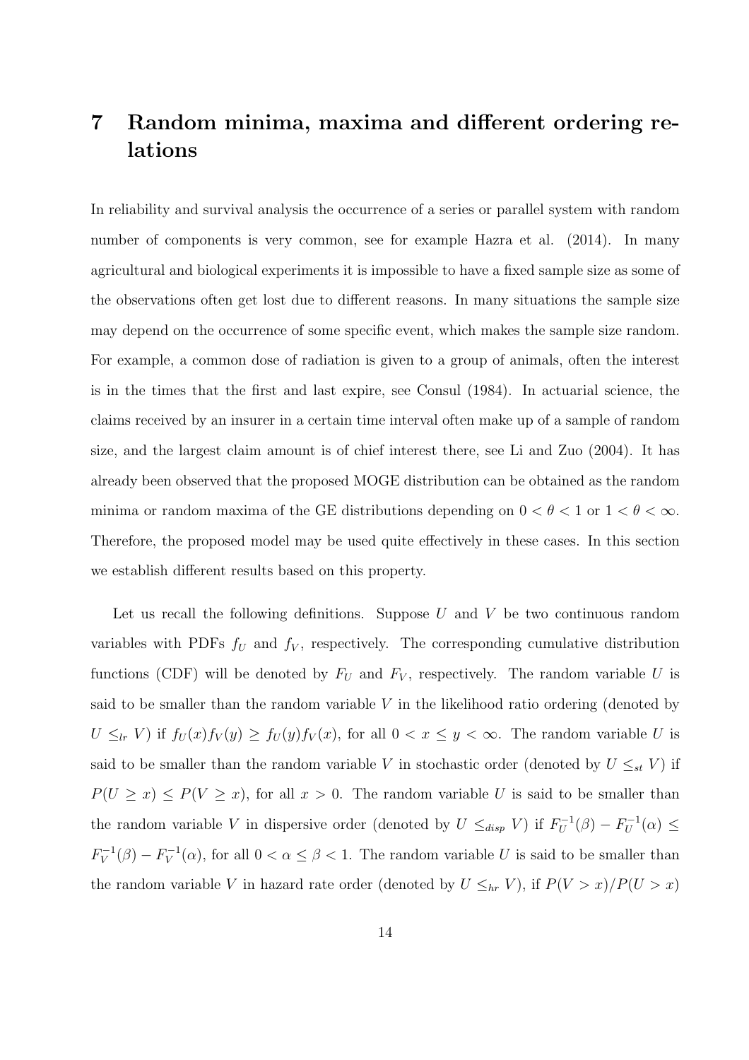# 7 Random minima, maxima and different ordering relations

In reliability and survival analysis the occurrence of a series or parallel system with random number of components is very common, see for example Hazra et al. (2014). In many agricultural and biological experiments it is impossible to have a fixed sample size as some of the observations often get lost due to different reasons. In many situations the sample size may depend on the occurrence of some specific event, which makes the sample size random. For example, a common dose of radiation is given to a group of animals, often the interest is in the times that the first and last expire, see Consul (1984). In actuarial science, the claims received by an insurer in a certain time interval often make up of a sample of random size, and the largest claim amount is of chief interest there, see Li and Zuo (2004). It has already been observed that the proposed MOGE distribution can be obtained as the random minima or random maxima of the GE distributions depending on $0 < \theta < 1$ or $1 < \theta < \infty$. Therefore, the proposed model may be used quite effectively in these cases. In this section we establish different results based on this property.

Let us recall the following definitions. Suppose $U$ and $V$ be two continuous random variables with PDFs $f_U$ and $f_V$, respectively. The corresponding cumulative distribution functions (CDF) will be denoted by $F_U$ and $F_V$, respectively. The random variable $U$ is said to be smaller than the random variable $V$ in the likelihood ratio ordering (denoted by $U \leq_{lr} V$) if $f_U(x)f_V(y) \geq f_U(y)f_V(x)$, for all $0 < x \leq y < \infty$. The random variable $U$ is said to be smaller than the random variable $V$ in stochastic order (denoted by $U \leq_{st} V$) if $P(U \geq x) \leq P(V \geq x)$, for all $x > 0$. The random variable $U$ is said to be smaller than the random variable $V$ in dispersive order (denoted by $U \leq_{disp} V$) if $F_U^{-1}(\beta) - F_U^{-1}(\alpha) \leq F_V^{-1}(\beta) - F_V^{-1}(\alpha)$, for all $0 < \alpha \leq \beta < 1$. The random variable $U$ is said to be smaller than the random variable $V$ in hazard rate order (denoted by $U \leq_{hr} V$), if $P(V > x)/P(U > x)$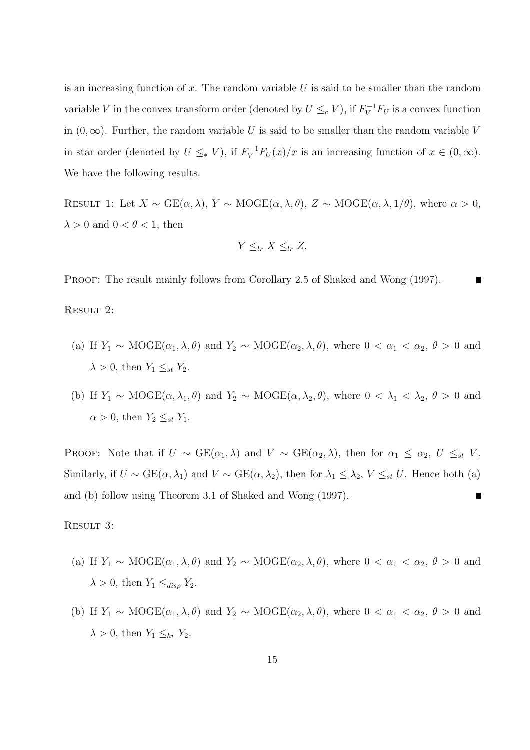is an increasing function of $x$. The random variable $U$ is said to be smaller than the random variable $V$ in the convex transform order (denoted by $U \leq_c V$), if $F_V^{-1}F_U$ is a convex function in $(0, \infty)$. Further, the random variable $U$ is said to be smaller than the random variable $V$ in star order (denoted by $U \leq_* V$), if $F_V^{-1}F_U(x)/x$ is an increasing function of $x \in (0, \infty)$. We have the following results.

Result 1: Let $X \sim \text{GE}(\alpha, \lambda)$, $Y \sim \text{MOGE}(\alpha, \lambda, \theta)$, $Z \sim \text{MOGE}(\alpha, \lambda, 1/\theta)$, where $\alpha > 0$, $\lambda > 0$ and $0 < \theta < 1$, then

$$Y \leq_{lr} X \leq_{lr} Z.$$

Proof: The result mainly follows from Corollary 2.5 of Shaked and Wong (1997). ∎

Result 2:

(a) If $Y_1 \sim \text{MOGE}(\alpha_1, \lambda, \theta)$ and $Y_2 \sim \text{MOGE}(\alpha_2, \lambda, \theta)$, where $0 < \alpha_1 < \alpha_2$, $\theta > 0$ and $\lambda > 0$, then $Y_1 \leq_{st} Y_2$.

(b) If $Y_1 \sim \text{MOGE}(\alpha, \lambda_1, \theta)$ and $Y_2 \sim \text{MOGE}(\alpha, \lambda_2, \theta)$, where $0 < \lambda_1 < \lambda_2$, $\theta > 0$ and $\alpha > 0$, then $Y_2 \leq_{st} Y_1$.

Proof: Note that if $U \sim \text{GE}(\alpha_1, \lambda)$ and $V \sim \text{GE}(\alpha_2, \lambda)$, then for $\alpha_1 \leq \alpha_2$, $U \leq_{st} V$. Similarly, if $U \sim \text{GE}(\alpha, \lambda_1)$ and $V \sim \text{GE}(\alpha, \lambda_2)$, then for $\lambda_1 \leq \lambda_2$, $V \leq_{st} U$. Hence both (a) and (b) follow using Theorem 3.1 of Shaked and Wong (1997). ∎

Result 3:

(a) If $Y_1 \sim \text{MOGE}(\alpha_1, \lambda, \theta)$ and $Y_2 \sim \text{MOGE}(\alpha_2, \lambda, \theta)$, where $0 < \alpha_1 < \alpha_2$, $\theta > 0$ and $\lambda > 0$, then $Y_1 \leq_{disp} Y_2$.

(b) If $Y_1 \sim \text{MOGE}(\alpha_1, \lambda, \theta)$ and $Y_2 \sim \text{MOGE}(\alpha_2, \lambda, \theta)$, where $0 < \alpha_1 < \alpha_2$, $\theta > 0$ and $\lambda > 0$, then $Y_1 \leq_{hr} Y_2$.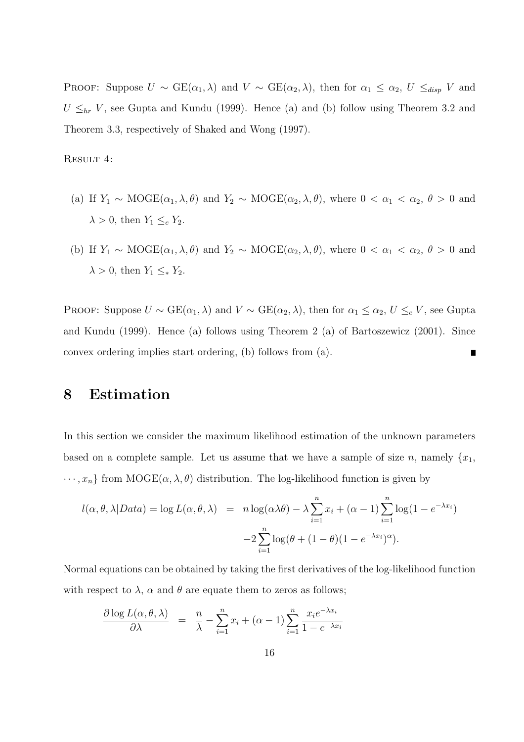PROOF: Suppose $U \sim \text{GE}(\alpha_1, \lambda)$ and $V \sim \text{GE}(\alpha_2, \lambda)$, then for $\alpha_1 \leq \alpha_2$, $U \leq_{disp} V$ and $U \leq_{hr} V$, see Gupta and Kundu (1999). Hence (a) and (b) follow using Theorem 3.2 and Theorem 3.3, respectively of Shaked and Wong (1997).

RESULT 4:

(a) If $Y_1 \sim \text{MOGE}(\alpha_1, \lambda, \theta)$ and $Y_2 \sim \text{MOGE}(\alpha_2, \lambda, \theta)$, where $0 < \alpha_1 < \alpha_2$, $\theta > 0$ and $\lambda > 0$, then $Y_1 \leq_c Y_2$.

(b) If $Y_1 \sim \text{MOGE}(\alpha_1, \lambda, \theta)$ and $Y_2 \sim \text{MOGE}(\alpha_2, \lambda, \theta)$, where $0 < \alpha_1 < \alpha_2$, $\theta > 0$ and $\lambda > 0$, then $Y_1 \leq_* Y_2$.

PROOF: Suppose $U \sim \text{GE}(\alpha_1, \lambda)$ and $V \sim \text{GE}(\alpha_2, \lambda)$, then for $\alpha_1 \leq \alpha_2$, $U \leq_c V$, see Gupta and Kundu (1999). Hence (a) follows using Theorem 2 (a) of Bartoszewicz (2001). Since convex ordering implies start ordering, (b) follows from (a). ∎

# 8 Estimation

In this section we consider the maximum likelihood estimation of the unknown parameters based on a complete sample. Let us assume that we have a sample of size $n$, namely $\{x_1, \cdots, x_n\}$ from $\text{MOGE}(\alpha, \lambda, \theta)$ distribution. The log-likelihood function is given by

$$
\begin{aligned}
l(\alpha, \theta, \lambda | Data) = \log L(\alpha, \theta, \lambda) &= n \log(\alpha \lambda \theta) - \lambda \sum_{i=1}^{n} x_i + (\alpha - 1) \sum_{i=1}^{n} \log(1 - e^{-\lambda x_i}) \\
&\quad - 2 \sum_{i=1}^{n} \log(\theta + (1-\theta)(1 - e^{-\lambda x_i})^{\alpha}).
\end{aligned}
$$

Normal equations can be obtained by taking the first derivatives of the log-likelihood function with respect to $\lambda$, $\alpha$ and $\theta$ are equate them to zeros as follows;

$$
\frac{\partial \log L(\alpha, \theta, \lambda)}{\partial \lambda} = \frac{n}{\lambda} - \sum_{i=1}^{n} x_i + (\alpha - 1) \sum_{i=1}^{n} \frac{x_i e^{-\lambda x_i}}{1 - e^{-\lambda x_i}}
$$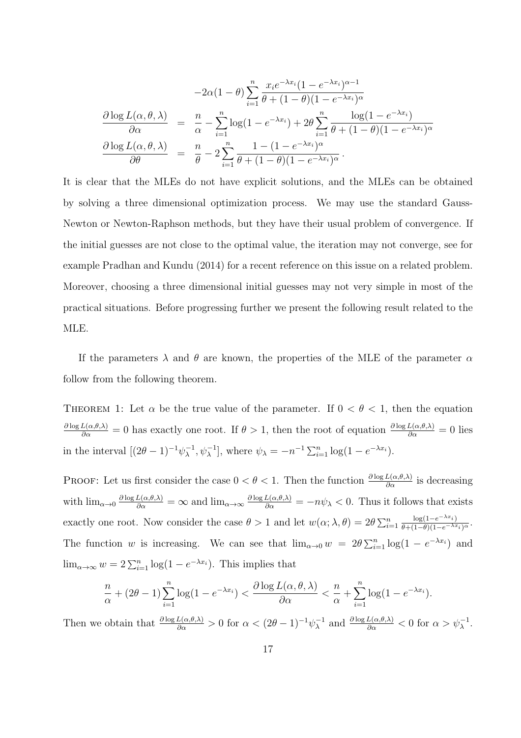$$
-2\alpha(1-\theta)\sum_{i=1}^{n}\frac{x_i e^{-\lambda x_i}(1-e^{-\lambda x_i})^{\alpha-1}}{\theta+(1-\theta)(1-e^{-\lambda x_i})^{\alpha}}
$$

$$
\frac{\partial \log L(\alpha,\theta,\lambda)}{\partial \alpha} = \frac{n}{\alpha} - \sum_{i=1}^{n}\log(1-e^{-\lambda x_i}) + 2\theta\sum_{i=1}^{n}\frac{\log(1-e^{-\lambda x_i})}{\theta+(1-\theta)(1-e^{-\lambda x_i})^{\alpha}}
$$

$$
\frac{\partial \log L(\alpha,\theta,\lambda)}{\partial \theta} = \frac{n}{\theta} - 2\sum_{i=1}^{n}\frac{1-(1-e^{-\lambda x_i})^{\alpha}}{\theta+(1-\theta)(1-e^{-\lambda x_i})^{\alpha}}.
$$

It is clear that the MLEs do not have explicit solutions, and the MLEs can be obtained by solving a three dimensional optimization process. We may use the standard Gauss-Newton or Newton-Raphson methods, but they have their usual problem of convergence. If the initial guesses are not close to the optimal value, the iteration may not converge, see for example Pradhan and Kundu (2014) for a recent reference on this issue on a related problem. Moreover, choosing a three dimensional initial guesses may not very simple in most of the practical situations. Before progressing further we present the following result related to the MLE.

If the parameters $\lambda$ and $\theta$ are known, the properties of the MLE of the parameter $\alpha$ follow from the following theorem.

THEOREM 1: Let $\alpha$ be the true value of the parameter. If $0<\theta<1$, then the equation $\frac{\partial \log L(\alpha,\theta,\lambda)}{\partial \alpha}=0$ has exactly one root. If $\theta>1$, then the root of equation $\frac{\partial \log L(\alpha,\theta,\lambda)}{\partial \alpha}=0$ lies in the interval $[(2\theta-1)^{-1}\psi_\lambda^{-1}, \psi_\lambda^{-1}]$, where $\psi_\lambda = -n^{-1}\sum_{i=1}^{n}\log(1-e^{-\lambda x_i})$.

PROOF: Let us first consider the case $0<\theta<1$. Then the function $\frac{\partial \log L(\alpha,\theta,\lambda)}{\partial \alpha}$ is decreasing with $\lim_{\alpha\to 0}\frac{\partial \log L(\alpha,\theta,\lambda)}{\partial \alpha}=\infty$ and $\lim_{\alpha\to\infty}\frac{\partial \log L(\alpha,\theta,\lambda)}{\partial \alpha}=-n\psi_\lambda<0$. Thus it follows that exists exactly one root. Now consider the case $\theta>1$ and let $w(\alpha;\lambda,\theta)=2\theta\sum_{i=1}^{n}\frac{\log(1-e^{-\lambda x_i})}{\theta+(1-\theta)(1-e^{-\lambda x_i})^{\alpha}}$. The function $w$ is increasing. We can see that $\lim_{\alpha\to 0} w = 2\theta\sum_{i=1}^{n}\log(1-e^{-\lambda x_i})$ and $\lim_{\alpha\to\infty} w = 2\sum_{i=1}^{n}\log(1-e^{-\lambda x_i})$. This implies that

$$
\frac{n}{\alpha}+(2\theta-1)\sum_{i=1}^{n}\log(1-e^{-\lambda x_i}) < \frac{\partial \log L(\alpha,\theta,\lambda)}{\partial \alpha} < \frac{n}{\alpha}+\sum_{i=1}^{n}\log(1-e^{-\lambda x_i}).
$$

Then we obtain that $\frac{\partial \log L(\alpha,\theta,\lambda)}{\partial \alpha}>0$ for $\alpha<(2\theta-1)^{-1}\psi_\lambda^{-1}$ and $\frac{\partial \log L(\alpha,\theta,\lambda)}{\partial \alpha}<0$ for $\alpha>\psi_\lambda^{-1}$.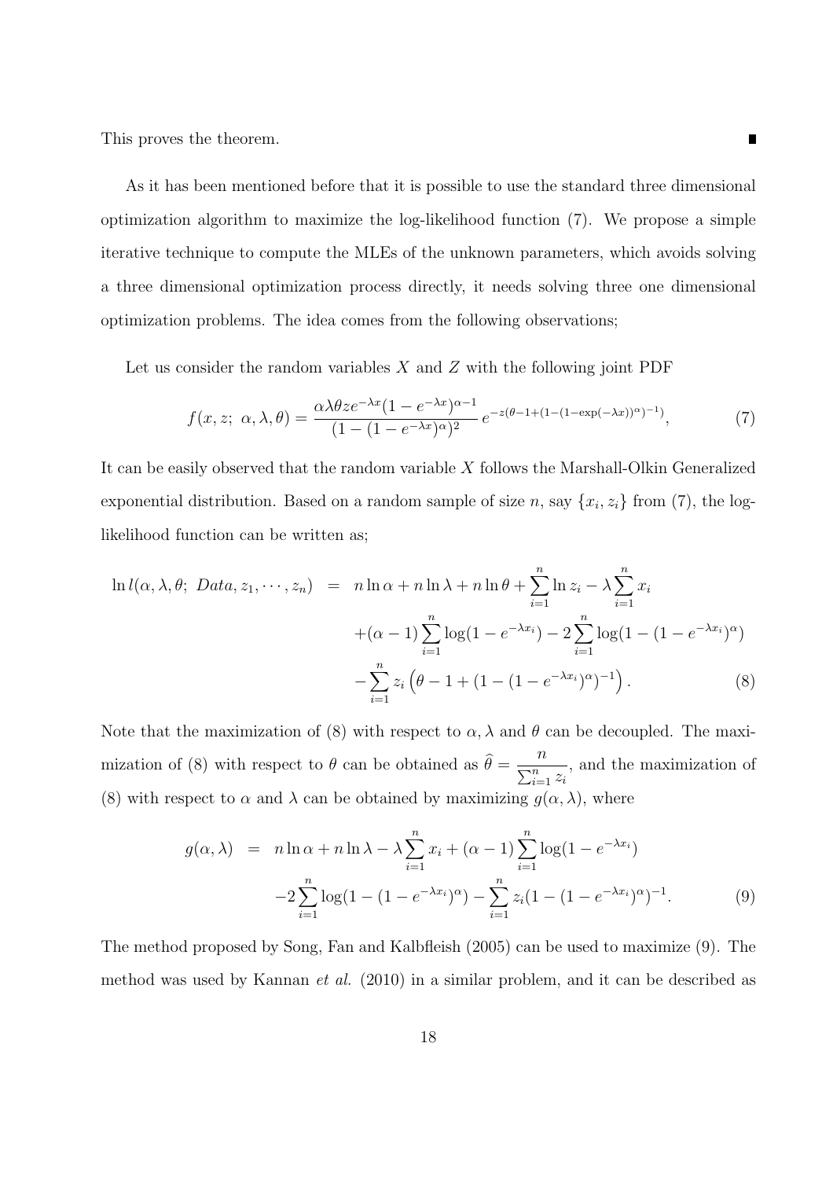This proves the theorem. ∎

As it has been mentioned before that it is possible to use the standard three dimensional optimization algorithm to maximize the log-likelihood function (7). We propose a simple iterative technique to compute the MLEs of the unknown parameters, which avoids solving a three dimensional optimization process directly, it needs solving three one dimensional optimization problems. The idea comes from the following observations;

Let us consider the random variables $X$ and $Z$ with the following joint PDF

$$f(x, z;\ \alpha, \lambda, \theta) = \frac{\alpha\lambda\theta z e^{-\lambda x}(1-e^{-\lambda x})^{\alpha-1}}{(1-(1-e^{-\lambda x})^{\alpha})^2}\, e^{-z(\theta - 1 + (1-(1-\exp(-\lambda x))^{\alpha})^{-1})}, \tag{7}$$

It can be easily observed that the random variable $X$ follows the Marshall-Olkin Generalized exponential distribution. Based on a random sample of size $n$, say $\{x_i, z_i\}$ from (7), the log-likelihood function can be written as;

$$\begin{aligned}
\ln l(\alpha, \lambda, \theta;\ Data, z_1, \cdots, z_n) &= n \ln \alpha + n \ln \lambda + n \ln \theta + \sum_{i=1}^{n} \ln z_i - \lambda \sum_{i=1}^{n} x_i \\
&\quad + (\alpha - 1) \sum_{i=1}^{n} \log(1 - e^{-\lambda x_i}) - 2 \sum_{i=1}^{n} \log(1 - (1 - e^{-\lambda x_i})^{\alpha}) \\
&\quad - \sum_{i=1}^{n} z_i \left(\theta - 1 + (1 - (1 - e^{-\lambda x_i})^{\alpha})^{-1}\right).
\end{aligned} \tag{8}$$

Note that the maximization of (8) with respect to $\alpha, \lambda$ and $\theta$ can be decoupled. The maximization of (8) with respect to $\theta$ can be obtained as $\widehat{\theta} = \frac{n}{\sum_{i=1}^{n} z_i}$, and the maximization of (8) with respect to $\alpha$ and $\lambda$ can be obtained by maximizing $g(\alpha, \lambda)$, where

$$\begin{aligned}
g(\alpha, \lambda) &= n \ln \alpha + n \ln \lambda - \lambda \sum_{i=1}^{n} x_i + (\alpha - 1) \sum_{i=1}^{n} \log(1 - e^{-\lambda x_i}) \\
&\quad - 2 \sum_{i=1}^{n} \log(1 - (1 - e^{-\lambda x_i})^{\alpha}) - \sum_{i=1}^{n} z_i (1 - (1 - e^{-\lambda x_i})^{\alpha})^{-1}.
\end{aligned} \tag{9}$$

The method proposed by Song, Fan and Kalbfleish (2005) can be used to maximize (9). The method was used by Kannan *et al.* (2010) in a similar problem, and it can be described as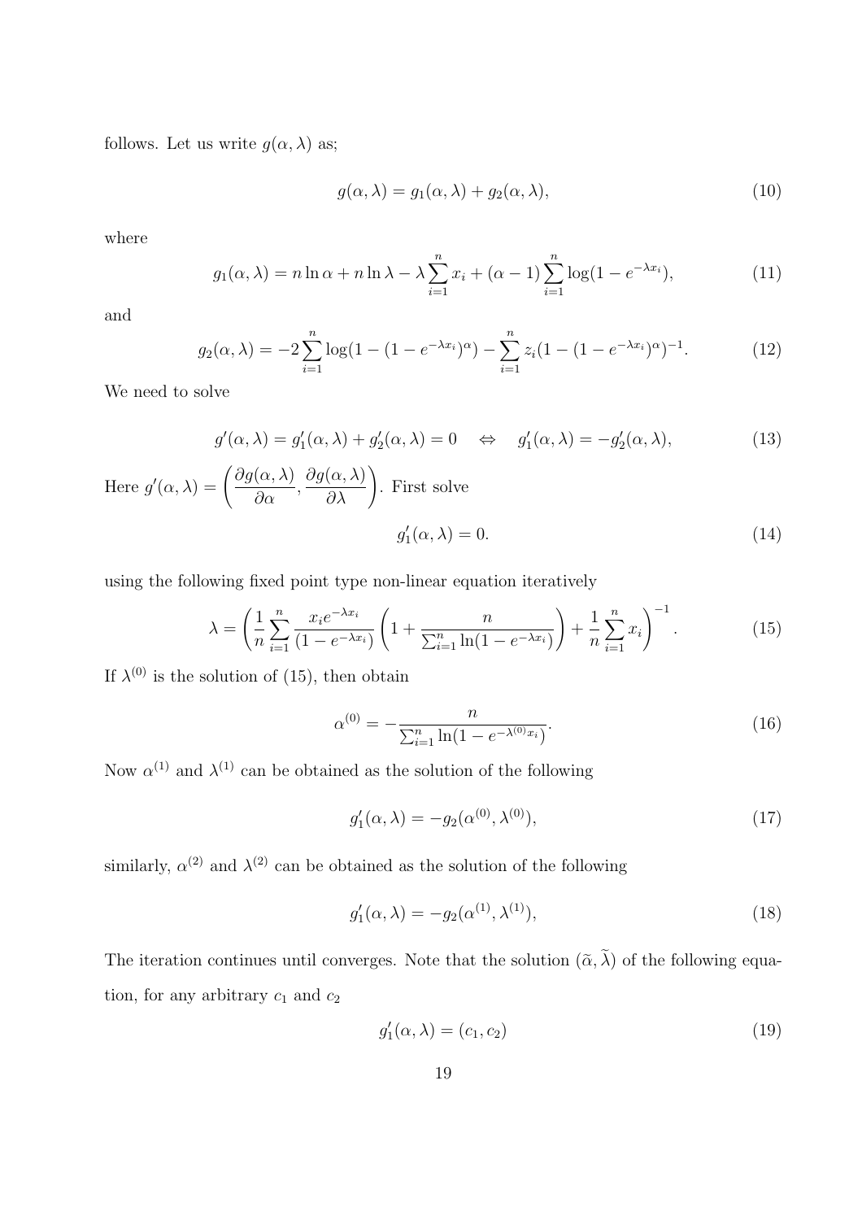follows. Let us write $g(\alpha, \lambda)$ as;

$$g(\alpha, \lambda) = g_1(\alpha, \lambda) + g_2(\alpha, \lambda), \tag{10}$$

where

$$g_1(\alpha, \lambda) = n \ln \alpha + n \ln \lambda - \lambda \sum_{i=1}^{n} x_i + (\alpha - 1) \sum_{i=1}^{n} \log(1 - e^{-\lambda x_i}), \tag{11}$$

and

$$g_2(\alpha, \lambda) = -2 \sum_{i=1}^{n} \log(1 - (1 - e^{-\lambda x_i})^{\alpha}) - \sum_{i=1}^{n} z_i (1 - (1 - e^{-\lambda x_i})^{\alpha})^{-1}. \tag{12}$$

We need to solve

$$g'(\alpha, \lambda) = g_1'(\alpha, \lambda) + g_2'(\alpha, \lambda) = 0 \quad \Leftrightarrow \quad g_1'(\alpha, \lambda) = -g_2'(\alpha, \lambda), \tag{13}$$

Here $g'(\alpha, \lambda) = \left( \dfrac{\partial g(\alpha, \lambda)}{\partial \alpha}, \dfrac{\partial g(\alpha, \lambda)}{\partial \lambda} \right)$. First solve

$$g_1'(\alpha, \lambda) = 0. \tag{14}$$

using the following fixed point type non-linear equation iteratively

$$\lambda = \left( \frac{1}{n} \sum_{i=1}^{n} \frac{x_i e^{-\lambda x_i}}{(1 - e^{-\lambda x_i})} \left( 1 + \frac{n}{\sum_{i=1}^{n} \ln(1 - e^{-\lambda x_i})} \right) + \frac{1}{n} \sum_{i=1}^{n} x_i \right)^{-1}. \tag{15}$$

If $\lambda^{(0)}$ is the solution of (15), then obtain

$$\alpha^{(0)} = -\frac{n}{\sum_{i=1}^{n} \ln(1 - e^{-\lambda^{(0)} x_i})}. \tag{16}$$

Now $\alpha^{(1)}$ and $\lambda^{(1)}$ can be obtained as the solution of the following

$$g_1'(\alpha, \lambda) = -g_2(\alpha^{(0)}, \lambda^{(0)}), \tag{17}$$

similarly, $\alpha^{(2)}$ and $\lambda^{(2)}$ can be obtained as the solution of the following

$$g_1'(\alpha, \lambda) = -g_2(\alpha^{(1)}, \lambda^{(1)}), \tag{18}$$

The iteration continues until converges. Note that the solution $(\widetilde{\alpha}, \widetilde{\lambda})$ of the following equation, for any arbitrary $c_1$ and $c_2$

$$g_1'(\alpha, \lambda) = (c_1, c_2) \tag{19}$$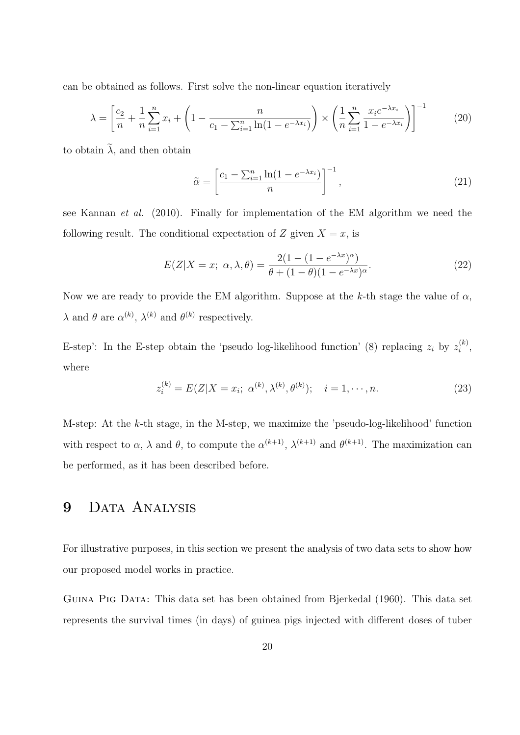can be obtained as follows. First solve the non-linear equation iteratively

$$\lambda = \left[ \frac{c_2}{n} + \frac{1}{n}\sum_{i=1}^{n} x_i + \left(1 - \frac{n}{c_1 - \sum_{i=1}^{n} \ln(1-e^{-\lambda x_i})}\right) \times \left(\frac{1}{n}\sum_{i=1}^{n} \frac{x_i e^{-\lambda x_i}}{1-e^{-\lambda x_i}}\right)\right]^{-1} \tag{20}$$

to obtain $\widetilde{\lambda}$, and then obtain

$$\widetilde{\alpha} = \left[\frac{c_1 - \sum_{i=1}^{n} \ln(1-e^{-\lambda x_i})}{n}\right]^{-1}, \tag{21}$$

see Kannan *et al.* (2010). Finally for implementation of the EM algorithm we need the following result. The conditional expectation of $Z$ given $X = x$, is

$$E(Z|X = x;\ \alpha, \lambda, \theta) = \frac{2(1-(1-e^{-\lambda x})^{\alpha})}{\theta + (1-\theta)(1-e^{-\lambda x})^{\alpha}}. \tag{22}$$

Now we are ready to provide the EM algorithm. Suppose at the $k$-th stage the value of $\alpha$, $\lambda$ and $\theta$ are $\alpha^{(k)}$, $\lambda^{(k)}$ and $\theta^{(k)}$ respectively.

E-step': In the E-step obtain the 'pseudo log-likelihood function' (8) replacing $z_i$ by $z_i^{(k)}$, where

$$z_i^{(k)} = E(Z|X = x_i;\ \alpha^{(k)}, \lambda^{(k)}, \theta^{(k)}); \quad i = 1, \cdots, n. \tag{23}$$

M-step: At the $k$-th stage, in the M-step, we maximize the 'pseudo-log-likelihood' function with respect to $\alpha$, $\lambda$ and $\theta$, to compute the $\alpha^{(k+1)}$, $\lambda^{(k+1)}$ and $\theta^{(k+1)}$. The maximization can be performed, as it has been described before.

# 9 Data Analysis

For illustrative purposes, in this section we present the analysis of two data sets to show how our proposed model works in practice.

Guina Pig Data: This data set has been obtained from Bjerkedal (1960). This data set represents the survival times (in days) of guinea pigs injected with different doses of tuber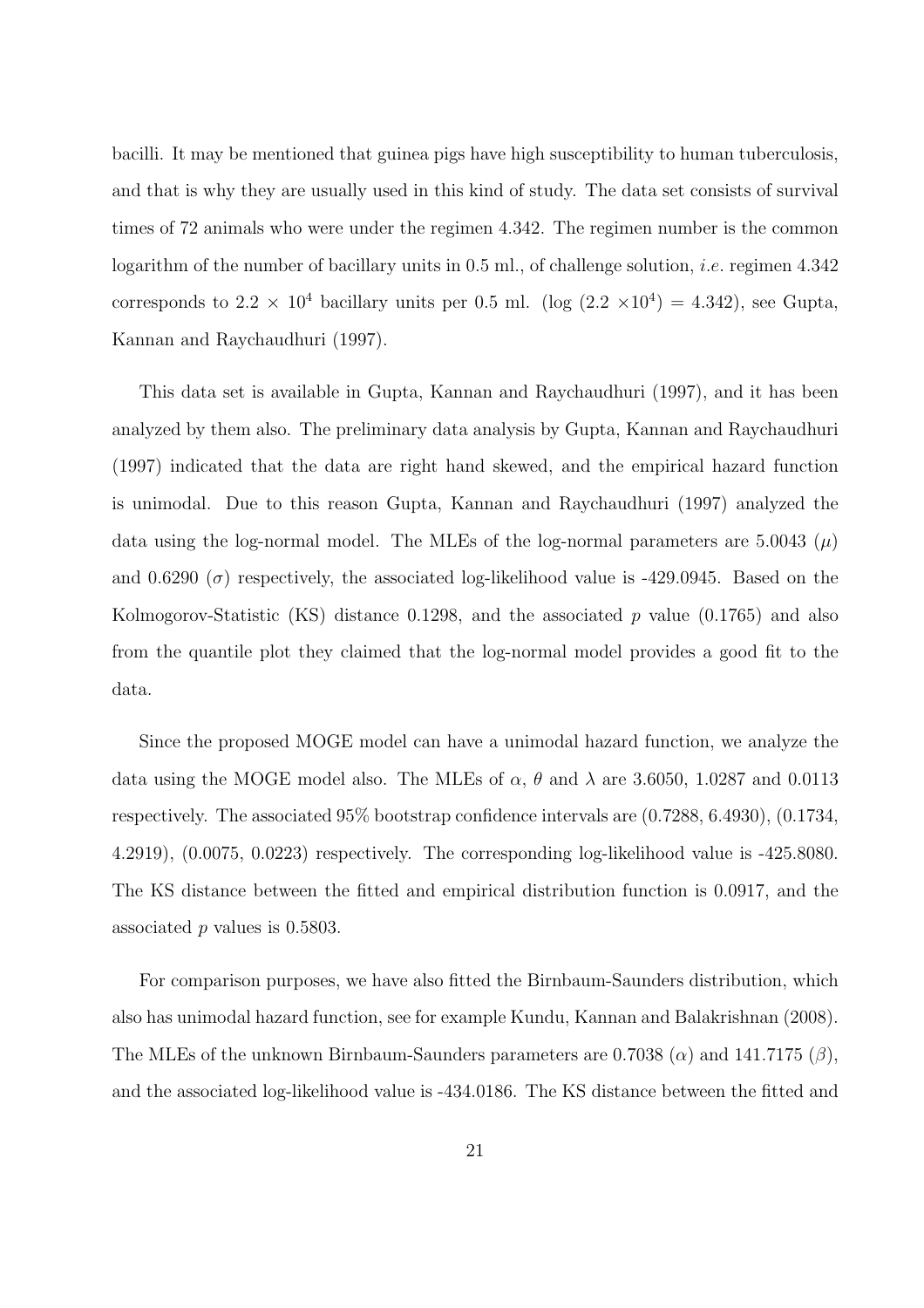bacilli. It may be mentioned that guinea pigs have high susceptibility to human tuberculosis, and that is why they are usually used in this kind of study. The data set consists of survival times of 72 animals who were under the regimen 4.342. The regimen number is the common logarithm of the number of bacillary units in 0.5 ml., of challenge solution, *i.e.* regimen 4.342 corresponds to $2.2 \times 10^4$ bacillary units per 0.5 ml. ($\log(2.2 \times 10^4) = 4.342$), see Gupta, Kannan and Raychaudhuri (1997).

This data set is available in Gupta, Kannan and Raychaudhuri (1997), and it has been analyzed by them also. The preliminary data analysis by Gupta, Kannan and Raychaudhuri (1997) indicated that the data are right hand skewed, and the empirical hazard function is unimodal. Due to this reason Gupta, Kannan and Raychaudhuri (1997) analyzed the data using the log-normal model. The MLEs of the log-normal parameters are 5.0043 ($\mu$) and 0.6290 ($\sigma$) respectively, the associated log-likelihood value is -429.0945. Based on the Kolmogorov-Statistic (KS) distance 0.1298, and the associated $p$ value (0.1765) and also from the quantile plot they claimed that the log-normal model provides a good fit to the data.

Since the proposed MOGE model can have a unimodal hazard function, we analyze the data using the MOGE model also. The MLEs of $\alpha$, $\theta$ and $\lambda$ are 3.6050, 1.0287 and 0.0113 respectively. The associated 95% bootstrap confidence intervals are (0.7288, 6.4930), (0.1734, 4.2919), (0.0075, 0.0223) respectively. The corresponding log-likelihood value is -425.8080. The KS distance between the fitted and empirical distribution function is 0.0917, and the associated $p$ values is 0.5803.

For comparison purposes, we have also fitted the Birnbaum-Saunders distribution, which also has unimodal hazard function, see for example Kundu, Kannan and Balakrishnan (2008). The MLEs of the unknown Birnbaum-Saunders parameters are 0.7038 ($\alpha$) and 141.7175 ($\beta$), and the associated log-likelihood value is -434.0186. The KS distance between the fitted and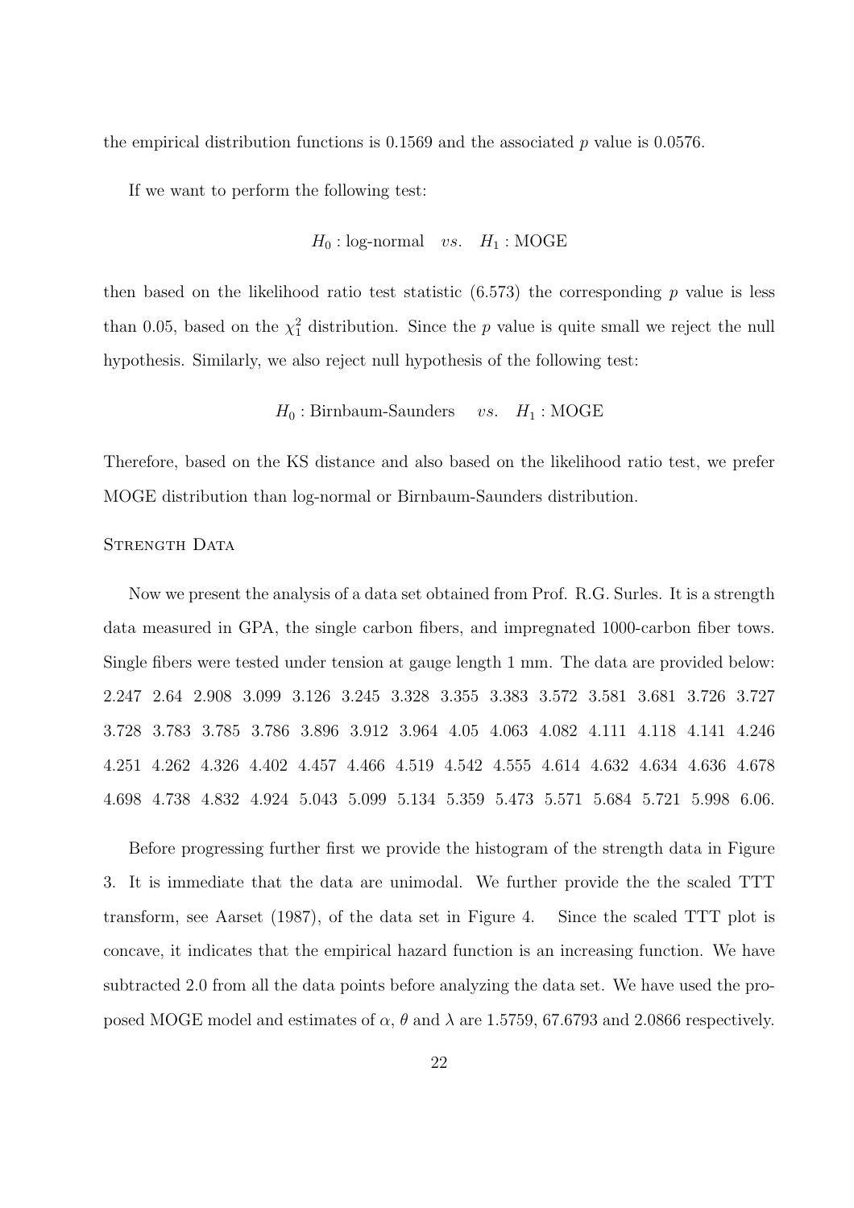the empirical distribution functions is 0.1569 and the associated $p$ value is 0.0576.

If we want to perform the following test:

$$H_0 : \text{log-normal} \quad vs. \quad H_1 : \text{MOGE}$$

then based on the likelihood ratio test statistic (6.573) the corresponding $p$ value is less than 0.05, based on the $\chi_1^2$ distribution. Since the $p$ value is quite small we reject the null hypothesis. Similarly, we also reject null hypothesis of the following test:

$$H_0 : \text{Birnbaum-Saunders} \quad vs. \quad H_1 : \text{MOGE}$$

Therefore, based on the KS distance and also based on the likelihood ratio test, we prefer MOGE distribution than log-normal or Birnbaum-Saunders distribution.

### Strength Data

Now we present the analysis of a data set obtained from Prof. R.G. Surles. It is a strength data measured in GPA, the single carbon fibers, and impregnated 1000-carbon fiber tows. Single fibers were tested under tension at gauge length 1 mm. The data are provided below: 2.247 2.64 2.908 3.099 3.126 3.245 3.328 3.355 3.383 3.572 3.581 3.681 3.726 3.727 3.728 3.783 3.785 3.786 3.896 3.912 3.964 4.05 4.063 4.082 4.111 4.118 4.141 4.246 4.251 4.262 4.326 4.402 4.457 4.466 4.519 4.542 4.555 4.614 4.632 4.634 4.636 4.678 4.698 4.738 4.832 4.924 5.043 5.099 5.134 5.359 5.473 5.571 5.684 5.721 5.998 6.06.

Before progressing further first we provide the histogram of the strength data in Figure 3. It is immediate that the data are unimodal. We further provide the the scaled TTT transform, see Aarset (1987), of the data set in Figure 4. Since the scaled TTT plot is concave, it indicates that the empirical hazard function is an increasing function. We have subtracted 2.0 from all the data points before analyzing the data set. We have used the proposed MOGE model and estimates of $\alpha$, $\theta$ and $\lambda$ are 1.5759, 67.6793 and 2.0866 respectively.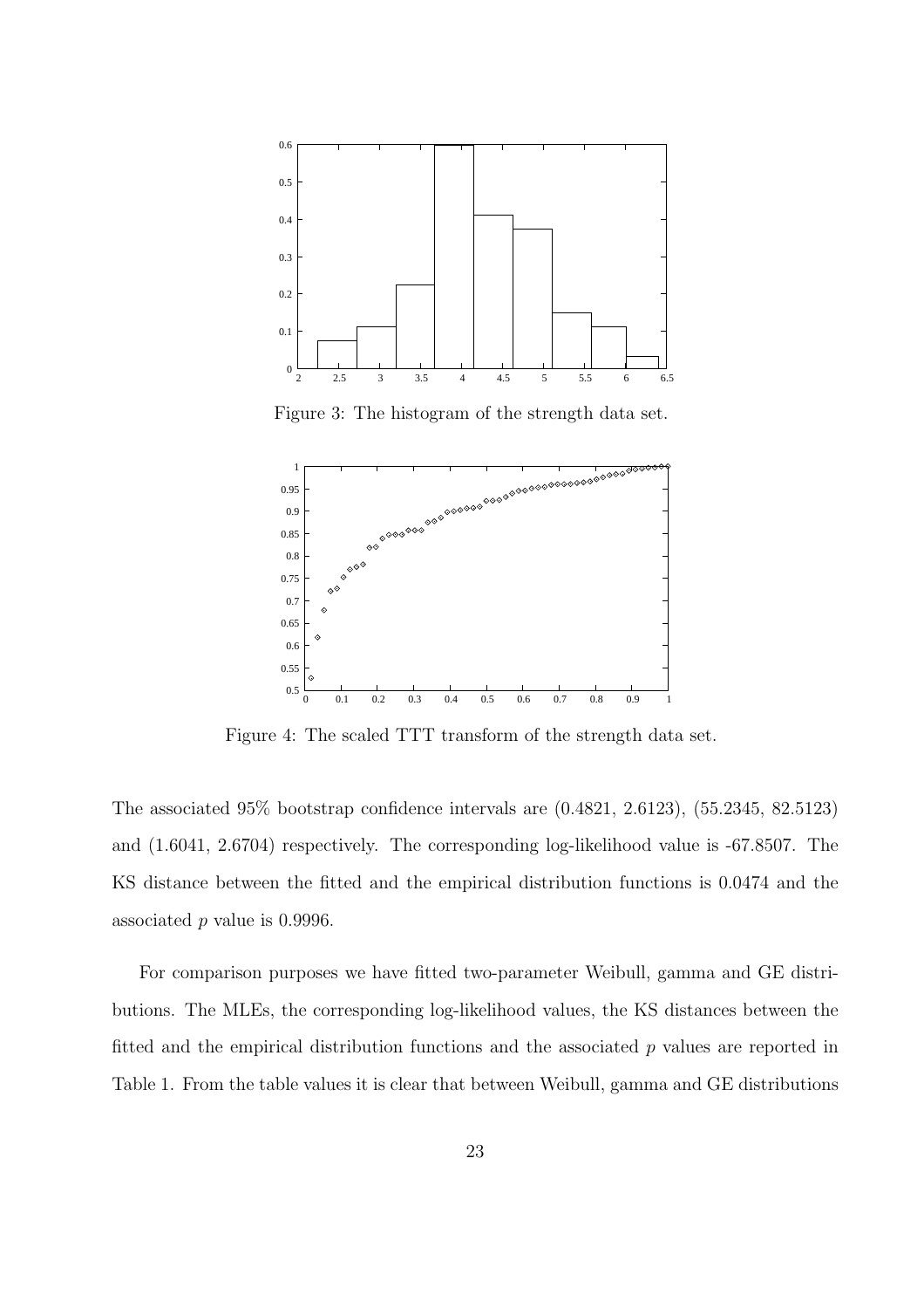Figure 3: The histogram of the strength data set.

Figure 4: The scaled TTT transform of the strength data set.

The associated 95% bootstrap confidence intervals are (0.4821, 2.6123), (55.2345, 82.5123) and (1.6041, 2.6704) respectively. The corresponding log-likelihood value is -67.8507. The KS distance between the fitted and the empirical distribution functions is 0.0474 and the associated $p$ value is 0.9996.

For comparison purposes we have fitted two-parameter Weibull, gamma and GE distributions. The MLEs, the corresponding log-likelihood values, the KS distances between the fitted and the empirical distribution functions and the associated $p$ values are reported in Table 1. From the table values it is clear that between Weibull, gamma and GE distributions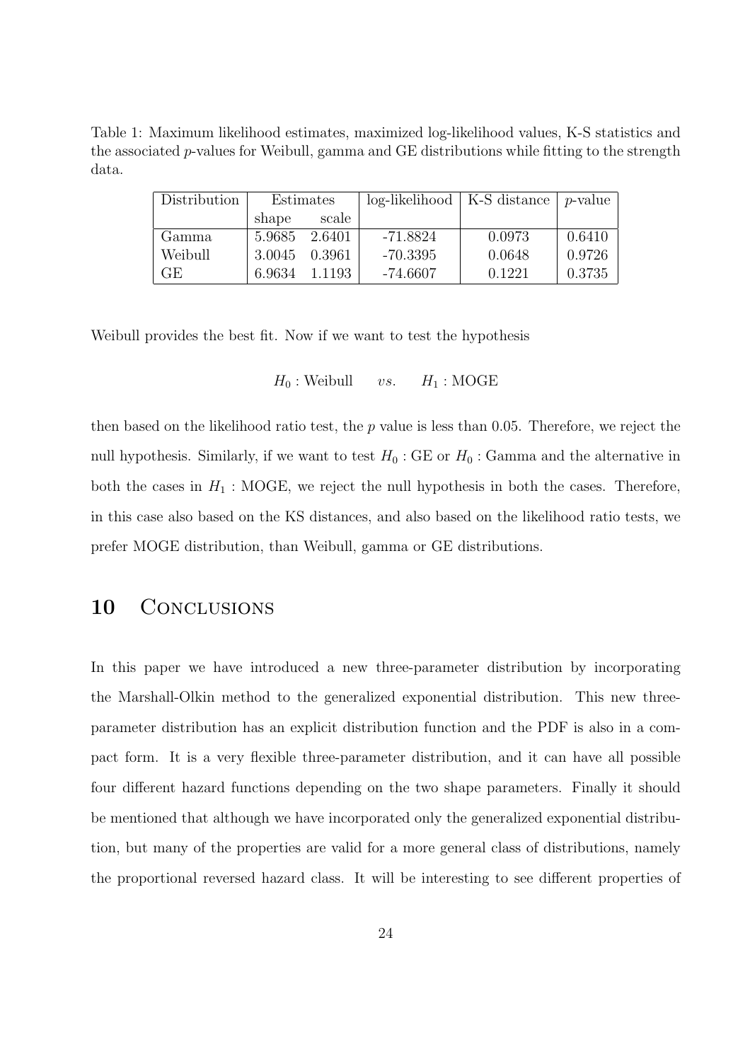Table 1: Maximum likelihood estimates, maximized log-likelihood values, K-S statistics and the associated $p$-values for Weibull, gamma and GE distributions while fitting to the strength data.

| Distribution | Estimates | | log-likelihood | K-S distance | $p$-value |
|---|---|---|---|---|---|
| | shape | scale | | | |
| Gamma | 5.9685 | 2.6401 | -71.8824 | 0.0973 | 0.6410 |
| Weibull | 3.0045 | 0.3961 | -70.3395 | 0.0648 | 0.9726 |
| GE | 6.9634 | 1.1193 | -74.6607 | 0.1221 | 0.3735 |

Weibull provides the best fit. Now if we want to test the hypothesis

$$H_0 : \text{Weibull} \qquad vs. \qquad H_1 : \text{MOGE}$$

then based on the likelihood ratio test, the $p$ value is less than 0.05. Therefore, we reject the null hypothesis. Similarly, if we want to test $H_0$ : GE or $H_0$ : Gamma and the alternative in both the cases in $H_1$ : MOGE, we reject the null hypothesis in both the cases. Therefore, in this case also based on the KS distances, and also based on the likelihood ratio tests, we prefer MOGE distribution, than Weibull, gamma or GE distributions.

## 10 Conclusions

In this paper we have introduced a new three-parameter distribution by incorporating the Marshall-Olkin method to the generalized exponential distribution. This new three-parameter distribution has an explicit distribution function and the PDF is also in a compact form. It is a very flexible three-parameter distribution, and it can have all possible four different hazard functions depending on the two shape parameters. Finally it should be mentioned that although we have incorporated only the generalized exponential distribution, but many of the properties are valid for a more general class of distributions, namely the proportional reversed hazard class. It will be interesting to see different properties of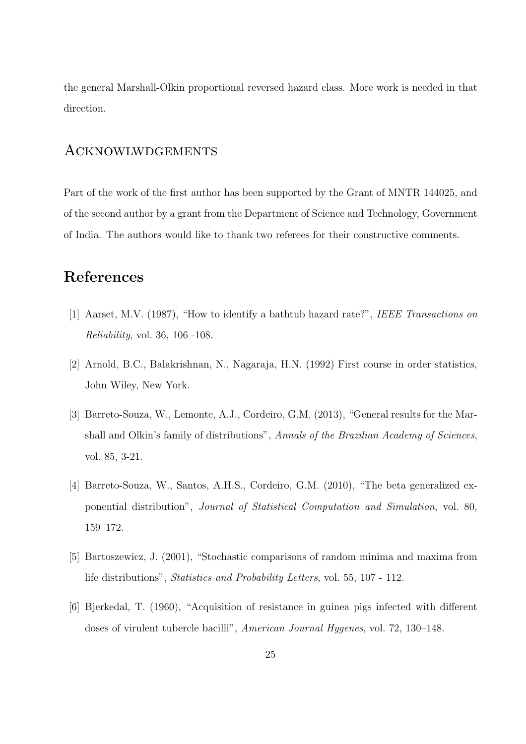the general Marshall-Olkin proportional reversed hazard class. More work is needed in that direction.

## Acknowlwdgements

Part of the work of the first author has been supported by the Grant of MNTR 144025, and of the second author by a grant from the Department of Science and Technology, Government of India. The authors would like to thank two referees for their constructive comments.

# References

[1] Aarset, M.V. (1987), "How to identify a bathtub hazard rate?", *IEEE Transactions on Reliability*, vol. 36, 106 -108.

[2] Arnold, B.C., Balakrishnan, N., Nagaraja, H.N. (1992) First course in order statistics, John Wiley, New York.

[3] Barreto-Souza, W., Lemonte, A.J., Cordeiro, G.M. (2013), "General results for the Marshall and Olkin's family of distributions", *Annals of the Brazilian Academy of Sciences*, vol. 85, 3-21.

[4] Barreto-Souza, W., Santos, A.H.S., Cordeiro, G.M. (2010), "The beta generalized exponential distribution", *Journal of Statistical Computation and Simulation*, vol. 80, 159–172.

[5] Bartoszewicz, J. (2001), "Stochastic comparisons of random minima and maxima from life distributions", *Statistics and Probability Letters*, vol. 55, 107 - 112.

[6] Bjerkedal, T. (1960), "Acquisition of resistance in guinea pigs infected with different doses of virulent tubercle bacilli", *American Journal Hygenes*, vol. 72, 130–148.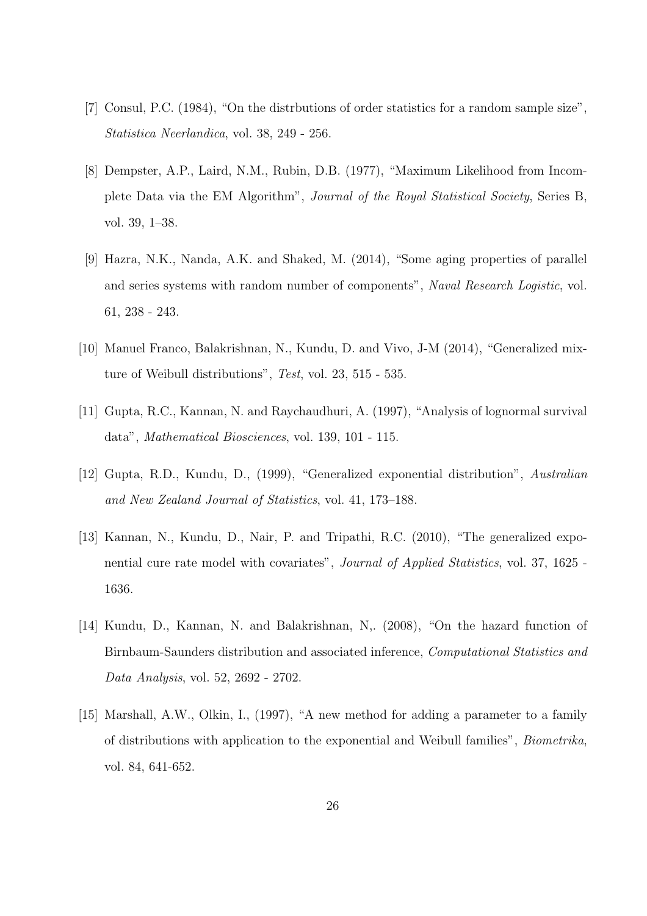[7] Consul, P.C. (1984), "On the distrbutions of order statistics for a random sample size", *Statistica Neerlandica*, vol. 38, 249 - 256.

[8] Dempster, A.P., Laird, N.M., Rubin, D.B. (1977), "Maximum Likelihood from Incomplete Data via the EM Algorithm", *Journal of the Royal Statistical Society*, Series B, vol. 39, 1–38.

[9] Hazra, N.K., Nanda, A.K. and Shaked, M. (2014), "Some aging properties of parallel and series systems with random number of components", *Naval Research Logistic*, vol. 61, 238 - 243.

[10] Manuel Franco, Balakrishnan, N., Kundu, D. and Vivo, J-M (2014), "Generalized mixture of Weibull distributions", *Test*, vol. 23, 515 - 535.

[11] Gupta, R.C., Kannan, N. and Raychaudhuri, A. (1997), "Analysis of lognormal survival data", *Mathematical Biosciences*, vol. 139, 101 - 115.

[12] Gupta, R.D., Kundu, D., (1999), "Generalized exponential distribution", *Australian and New Zealand Journal of Statistics*, vol. 41, 173–188.

[13] Kannan, N., Kundu, D., Nair, P. and Tripathi, R.C. (2010), "The generalized exponential cure rate model with covariates", *Journal of Applied Statistics*, vol. 37, 1625 - 1636.

[14] Kundu, D., Kannan, N. and Balakrishnan, N,. (2008), "On the hazard function of Birnbaum-Saunders distribution and associated inference, *Computational Statistics and Data Analysis*, vol. 52, 2692 - 2702.

[15] Marshall, A.W., Olkin, I., (1997), "A new method for adding a parameter to a family of distributions with application to the exponential and Weibull families", *Biometrika*, vol. 84, 641-652.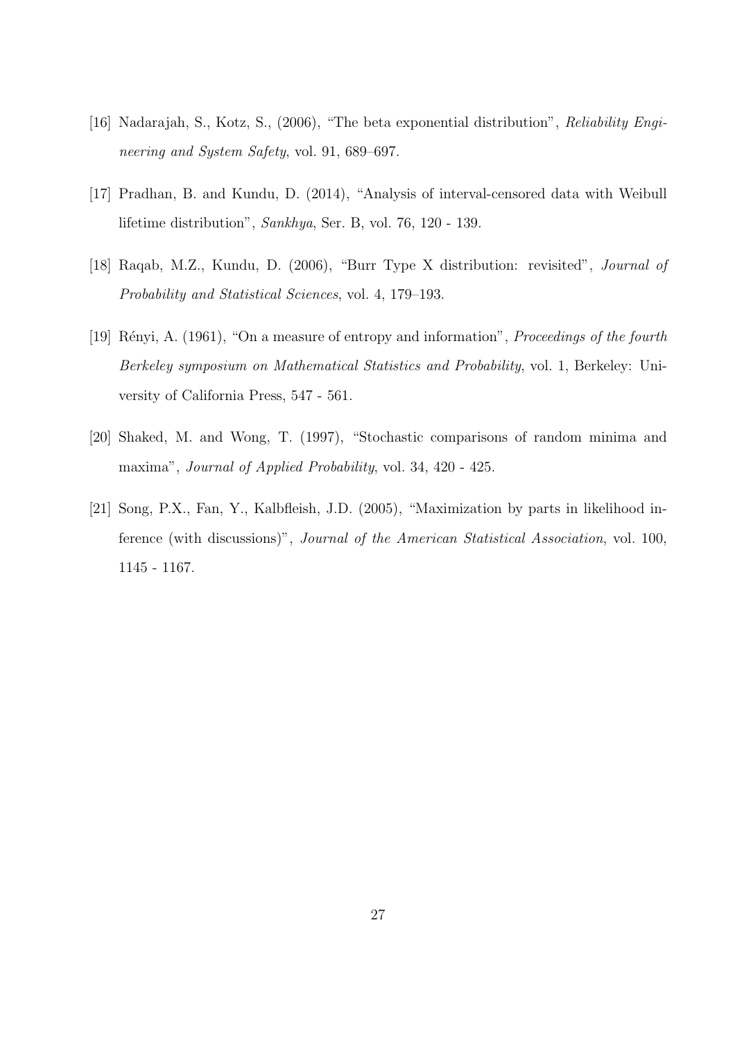[16] Nadarajah, S., Kotz, S., (2006), "The beta exponential distribution", *Reliability Engineering and System Safety*, vol. 91, 689–697.

[17] Pradhan, B. and Kundu, D. (2014), "Analysis of interval-censored data with Weibull lifetime distribution", *Sankhya*, Ser. B, vol. 76, 120 - 139.

[18] Raqab, M.Z., Kundu, D. (2006), "Burr Type X distribution: revisited", *Journal of Probability and Statistical Sciences*, vol. 4, 179–193.

[19] Rényi, A. (1961), "On a measure of entropy and information", *Proceedings of the fourth Berkeley symposium on Mathematical Statistics and Probability*, vol. 1, Berkeley: University of California Press, 547 - 561.

[20] Shaked, M. and Wong, T. (1997), "Stochastic comparisons of random minima and maxima", *Journal of Applied Probability*, vol. 34, 420 - 425.

[21] Song, P.X., Fan, Y., Kalbfleish, J.D. (2005), "Maximization by parts in likelihood inference (with discussions)", *Journal of the American Statistical Association*, vol. 100, 1145 - 1167.